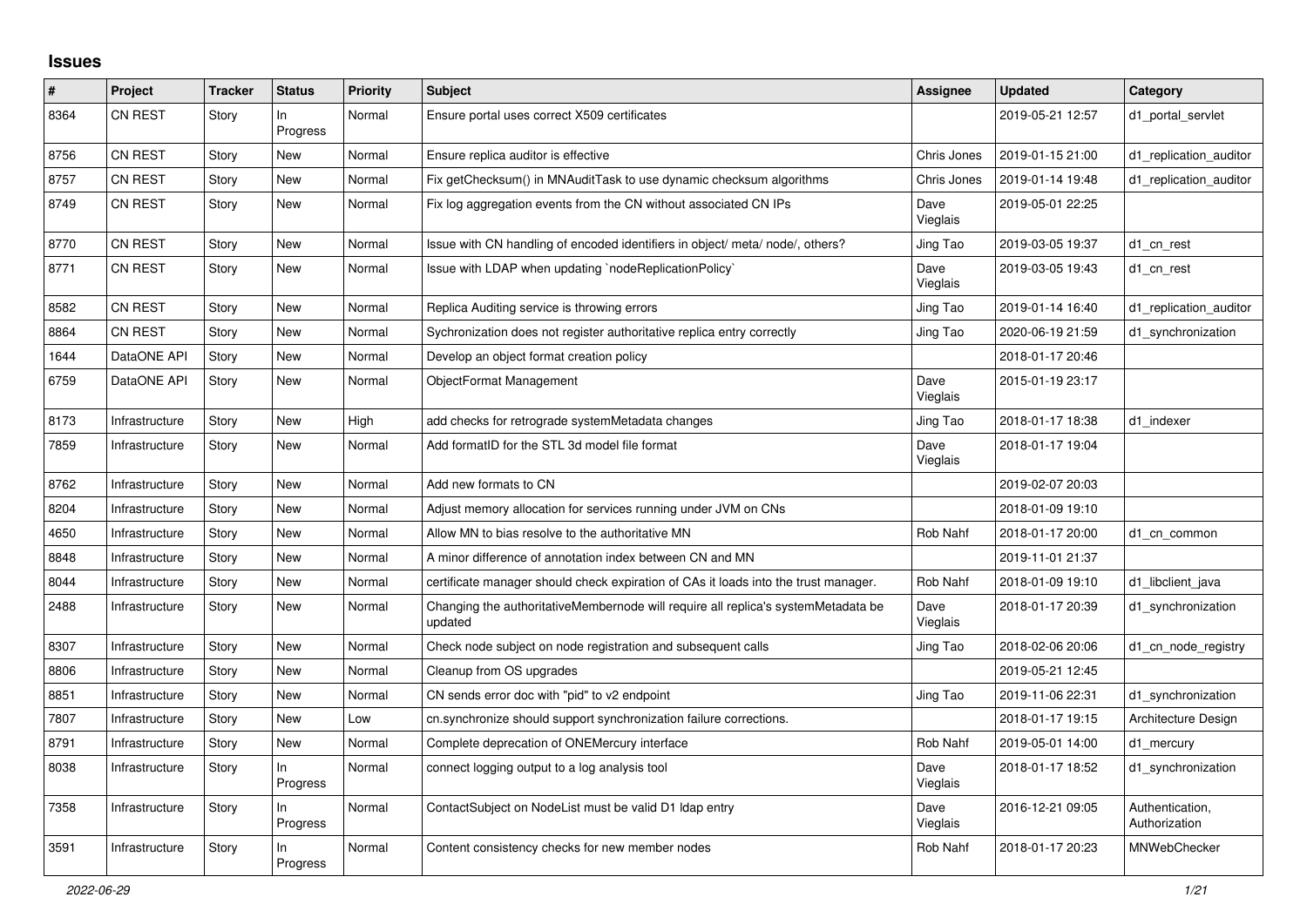# Issues

| # | Project | Tracker | Status | Priority | Subject | Assignee | Updated | Category |
|---|---|---|---|---|---|---|---|---|
| 8364 | CN REST | Story | In Progress | Normal | Ensure portal uses correct X509 certificates | | 2019-05-21 12:57 | d1_portal_servlet |
| 8756 | CN REST | Story | New | Normal | Ensure replica auditor is effective | Chris Jones | 2019-01-15 21:00 | d1_replication_auditor |
| 8757 | CN REST | Story | New | Normal | Fix getChecksum() in MNAuditTask to use dynamic checksum algorithms | Chris Jones | 2019-01-14 19:48 | d1_replication_auditor |
| 8749 | CN REST | Story | New | Normal | Fix log aggregation events from the CN without associated CN IPs | Dave Vieglais | 2019-05-01 22:25 | |
| 8770 | CN REST | Story | New | Normal | Issue with CN handling of encoded identifiers in object/ meta/ node/, others? | Jing Tao | 2019-03-05 19:37 | d1_cn_rest |
| 8771 | CN REST | Story | New | Normal | Issue with LDAP when updating `nodeReplicationPolicy` | Dave Vieglais | 2019-03-05 19:43 | d1_cn_rest |
| 8582 | CN REST | Story | New | Normal | Replica Auditing service is throwing errors | Jing Tao | 2019-01-14 16:40 | d1_replication_auditor |
| 8864 | CN REST | Story | New | Normal | Sychronization does not register authoritative replica entry correctly | Jing Tao | 2020-06-19 21:59 | d1_synchronization |
| 1644 | DataONE API | Story | New | Normal | Develop an object format creation policy | | 2018-01-17 20:46 | |
| 6759 | DataONE API | Story | New | Normal | ObjectFormat Management | Dave Vieglais | 2015-01-19 23:17 | |
| 8173 | Infrastructure | Story | New | High | add checks for retrograde systemMetadata changes | Jing Tao | 2018-01-17 18:38 | d1_indexer |
| 7859 | Infrastructure | Story | New | Normal | Add formatID for the STL 3d model file format | Dave Vieglais | 2018-01-17 19:04 | |
| 8762 | Infrastructure | Story | New | Normal | Add new formats to CN | | 2019-02-07 20:03 | |
| 8204 | Infrastructure | Story | New | Normal | Adjust memory allocation for services running under JVM on CNs | | 2018-01-09 19:10 | |
| 4650 | Infrastructure | Story | New | Normal | Allow MN to bias resolve to the authoritative MN | Rob Nahf | 2018-01-17 20:00 | d1_cn_common |
| 8848 | Infrastructure | Story | New | Normal | A minor difference of annotation index between CN and MN | | 2019-11-01 21:37 | |
| 8044 | Infrastructure | Story | New | Normal | certificate manager should check expiration of CAs it loads into the trust manager. | Rob Nahf | 2018-01-09 19:10 | d1_libclient_java |
| 2488 | Infrastructure | Story | New | Normal | Changing the authoritativeMembernode will require all replica's systemMetadata be updated | Dave Vieglais | 2018-01-17 20:39 | d1_synchronization |
| 8307 | Infrastructure | Story | New | Normal | Check node subject on node registration and subsequent calls | Jing Tao | 2018-02-06 20:06 | d1_cn_node_registry |
| 8806 | Infrastructure | Story | New | Normal | Cleanup from OS upgrades | | 2019-05-21 12:45 | |
| 8851 | Infrastructure | Story | New | Normal | CN sends error doc with "pid" to v2 endpoint | Jing Tao | 2019-11-06 22:31 | d1_synchronization |
| 7807 | Infrastructure | Story | New | Low | cn.synchronize should support synchronization failure corrections. | | 2018-01-17 19:15 | Architecture Design |
| 8791 | Infrastructure | Story | New | Normal | Complete deprecation of ONEMercury interface | Rob Nahf | 2019-05-01 14:00 | d1_mercury |
| 8038 | Infrastructure | Story | In Progress | Normal | connect logging output to a log analysis tool | Dave Vieglais | 2018-01-17 18:52 | d1_synchronization |
| 7358 | Infrastructure | Story | In Progress | Normal | ContactSubject on NodeList must be valid D1 ldap entry | Dave Vieglais | 2016-12-21 09:05 | Authentication, Authorization |
| 3591 | Infrastructure | Story | In Progress | Normal | Content consistency checks for new member nodes | Rob Nahf | 2018-01-17 20:23 | MNWebChecker |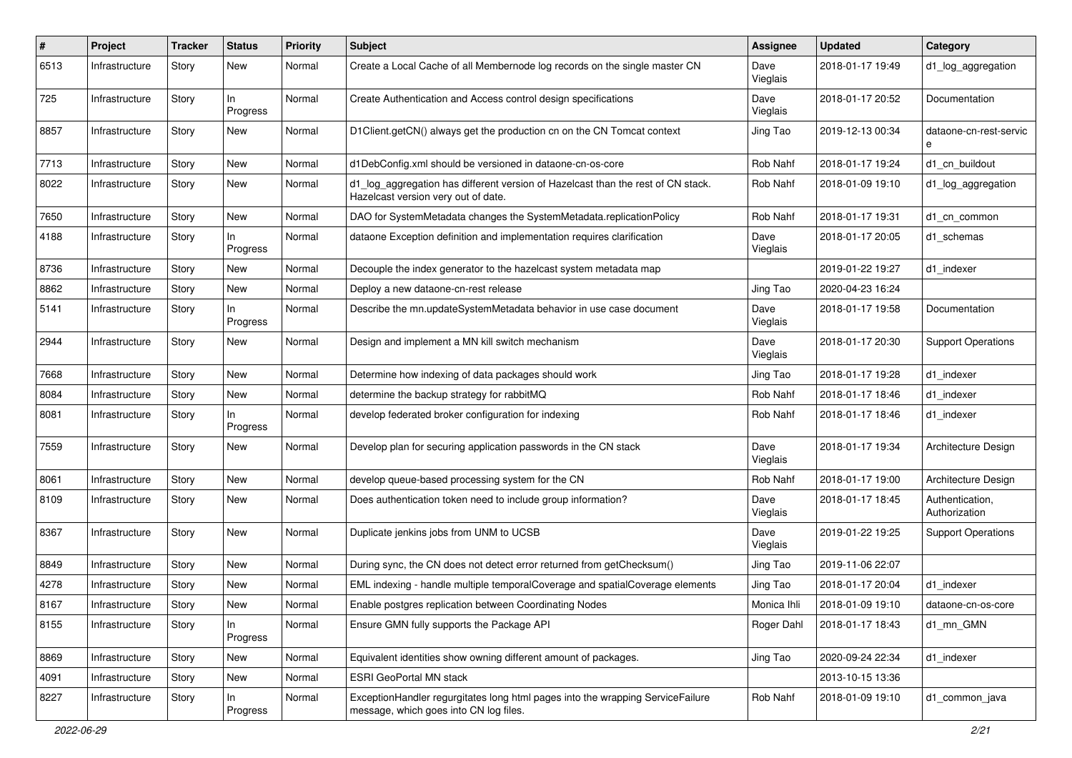| # | Project | Tracker | Status | Priority | Subject | Assignee | Updated | Category |
|---|---|---|---|---|---|---|---|---|
| 6513 | Infrastructure | Story | New | Normal | Create a Local Cache of all Membernode log records on the single master CN | Dave Vieglais | 2018-01-17 19:49 | d1_log_aggregation |
| 725 | Infrastructure | Story | In Progress | Normal | Create Authentication and Access control design specifications | Dave Vieglais | 2018-01-17 20:52 | Documentation |
| 8857 | Infrastructure | Story | New | Normal | D1Client.getCN() always get the production cn on the CN Tomcat context | Jing Tao | 2019-12-13 00:34 | dataone-cn-rest-service |
| 7713 | Infrastructure | Story | New | Normal | d1DebConfig.xml should be versioned in dataone-cn-os-core | Rob Nahf | 2018-01-17 19:24 | d1_cn_buildout |
| 8022 | Infrastructure | Story | New | Normal | d1_log_aggregation has different version of Hazelcast than the rest of CN stack. Hazelcast version very out of date. | Rob Nahf | 2018-01-09 19:10 | d1_log_aggregation |
| 7650 | Infrastructure | Story | New | Normal | DAO for SystemMetadata changes the SystemMetadata.replicationPolicy | Rob Nahf | 2018-01-17 19:31 | d1_cn_common |
| 4188 | Infrastructure | Story | In Progress | Normal | dataone Exception definition and implementation requires clarification | Dave Vieglais | 2018-01-17 20:05 | d1_schemas |
| 8736 | Infrastructure | Story | New | Normal | Decouple the index generator to the hazelcast system metadata map | | 2019-01-22 19:27 | d1_indexer |
| 8862 | Infrastructure | Story | New | Normal | Deploy a new dataone-cn-rest release | Jing Tao | 2020-04-23 16:24 | |
| 5141 | Infrastructure | Story | In Progress | Normal | Describe the mn.updateSystemMetadata behavior in use case document | Dave Vieglais | 2018-01-17 19:58 | Documentation |
| 2944 | Infrastructure | Story | New | Normal | Design and implement a MN kill switch mechanism | Dave Vieglais | 2018-01-17 20:30 | Support Operations |
| 7668 | Infrastructure | Story | New | Normal | Determine how indexing of data packages should work | Jing Tao | 2018-01-17 19:28 | d1_indexer |
| 8084 | Infrastructure | Story | New | Normal | determine the backup strategy for rabbitMQ | Rob Nahf | 2018-01-17 18:46 | d1_indexer |
| 8081 | Infrastructure | Story | In Progress | Normal | develop federated broker configuration for indexing | Rob Nahf | 2018-01-17 18:46 | d1_indexer |
| 7559 | Infrastructure | Story | New | Normal | Develop plan for securing application passwords in the CN stack | Dave Vieglais | 2018-01-17 19:34 | Architecture Design |
| 8061 | Infrastructure | Story | New | Normal | develop queue-based processing system for the CN | Rob Nahf | 2018-01-17 19:00 | Architecture Design |
| 8109 | Infrastructure | Story | New | Normal | Does authentication token need to include group information? | Dave Vieglais | 2018-01-17 18:45 | Authentication, Authorization |
| 8367 | Infrastructure | Story | New | Normal | Duplicate jenkins jobs from UNM to UCSB | Dave Vieglais | 2019-01-22 19:25 | Support Operations |
| 8849 | Infrastructure | Story | New | Normal | During sync, the CN does not detect error returned from getChecksum() | Jing Tao | 2019-11-06 22:07 | |
| 4278 | Infrastructure | Story | New | Normal | EML indexing - handle multiple temporalCoverage and spatialCoverage elements | Jing Tao | 2018-01-17 20:04 | d1_indexer |
| 8167 | Infrastructure | Story | New | Normal | Enable postgres replication between Coordinating Nodes | Monica Ihli | 2018-01-09 19:10 | dataone-cn-os-core |
| 8155 | Infrastructure | Story | In Progress | Normal | Ensure GMN fully supports the Package API | Roger Dahl | 2018-01-17 18:43 | d1_mn_GMN |
| 8869 | Infrastructure | Story | New | Normal | Equivalent identities show owning different amount of packages. | Jing Tao | 2020-09-24 22:34 | d1_indexer |
| 4091 | Infrastructure | Story | New | Normal | ESRI GeoPortal MN stack | | 2013-10-15 13:36 | |
| 8227 | Infrastructure | Story | In Progress | Normal | ExceptionHandler regurgitates long html pages into the wrapping ServiceFailure message, which goes into CN log files. | Rob Nahf | 2018-01-09 19:10 | d1_common_java |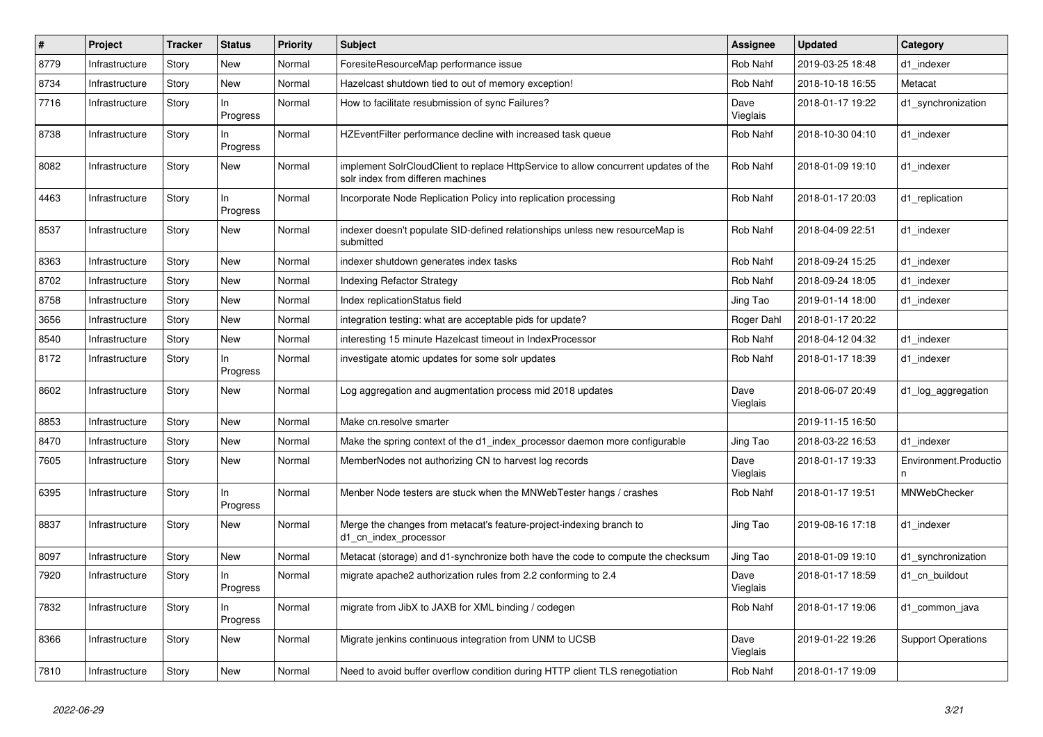| # | Project | Tracker | Status | Priority | Subject | Assignee | Updated | Category |
|---|---|---|---|---|---|---|---|---|
| 8779 | Infrastructure | Story | New | Normal | ForesiteResourceMap performance issue | Rob Nahf | 2019-03-25 18:48 | d1_indexer |
| 8734 | Infrastructure | Story | New | Normal | Hazelcast shutdown tied to out of memory exception! | Rob Nahf | 2018-10-18 16:55 | Metacat |
| 7716 | Infrastructure | Story | In Progress | Normal | How to facilitate resubmission of sync Failures? | Dave Vieglais | 2018-01-17 19:22 | d1_synchronization |
| 8738 | Infrastructure | Story | In Progress | Normal | HZEventFilter performance decline with increased task queue | Rob Nahf | 2018-10-30 04:10 | d1_indexer |
| 8082 | Infrastructure | Story | New | Normal | implement SolrCloudClient to replace HttpService to allow concurrent updates of the solr index from differen machines | Rob Nahf | 2018-01-09 19:10 | d1_indexer |
| 4463 | Infrastructure | Story | In Progress | Normal | Incorporate Node Replication Policy into replication processing | Rob Nahf | 2018-01-17 20:03 | d1_replication |
| 8537 | Infrastructure | Story | New | Normal | indexer doesn't populate SID-defined relationships unless new resourceMap is submitted | Rob Nahf | 2018-04-09 22:51 | d1_indexer |
| 8363 | Infrastructure | Story | New | Normal | indexer shutdown generates index tasks | Rob Nahf | 2018-09-24 15:25 | d1_indexer |
| 8702 | Infrastructure | Story | New | Normal | Indexing Refactor Strategy | Rob Nahf | 2018-09-24 18:05 | d1_indexer |
| 8758 | Infrastructure | Story | New | Normal | Index replicationStatus field | Jing Tao | 2019-01-14 18:00 | d1_indexer |
| 3656 | Infrastructure | Story | New | Normal | integration testing: what are acceptable pids for update? | Roger Dahl | 2018-01-17 20:22 | |
| 8540 | Infrastructure | Story | New | Normal | interesting 15 minute Hazelcast timeout in IndexProcessor | Rob Nahf | 2018-04-12 04:32 | d1_indexer |
| 8172 | Infrastructure | Story | In Progress | Normal | investigate atomic updates for some solr updates | Rob Nahf | 2018-01-17 18:39 | d1_indexer |
| 8602 | Infrastructure | Story | New | Normal | Log aggregation and augmentation process mid 2018 updates | Dave Vieglais | 2018-06-07 20:49 | d1_log_aggregation |
| 8853 | Infrastructure | Story | New | Normal | Make cn.resolve smarter | | 2019-11-15 16:50 | |
| 8470 | Infrastructure | Story | New | Normal | Make the spring context of the d1_index_processor daemon more configurable | Jing Tao | 2018-03-22 16:53 | d1_indexer |
| 7605 | Infrastructure | Story | New | Normal | MemberNodes not authorizing CN to harvest log records | Dave Vieglais | 2018-01-17 19:33 | Environment.Production |
| 6395 | Infrastructure | Story | In Progress | Normal | Menber Node testers are stuck when the MNWebTester hangs / crashes | Rob Nahf | 2018-01-17 19:51 | MNWebChecker |
| 8837 | Infrastructure | Story | New | Normal | Merge the changes from metacat's feature-project-indexing branch to d1_cn_index_processor | Jing Tao | 2019-08-16 17:18 | d1_indexer |
| 8097 | Infrastructure | Story | New | Normal | Metacat (storage) and d1-synchronize both have the code to compute the checksum | Jing Tao | 2018-01-09 19:10 | d1_synchronization |
| 7920 | Infrastructure | Story | In Progress | Normal | migrate apache2 authorization rules from 2.2 conforming to 2.4 | Dave Vieglais | 2018-01-17 18:59 | d1_cn_buildout |
| 7832 | Infrastructure | Story | In Progress | Normal | migrate from JibX to JAXB for XML binding / codegen | Rob Nahf | 2018-01-17 19:06 | d1_common_java |
| 8366 | Infrastructure | Story | New | Normal | Migrate jenkins continuous integration from UNM to UCSB | Dave Vieglais | 2019-01-22 19:26 | Support Operations |
| 7810 | Infrastructure | Story | New | Normal | Need to avoid buffer overflow condition during HTTP client TLS renegotiation | Rob Nahf | 2018-01-17 19:09 | |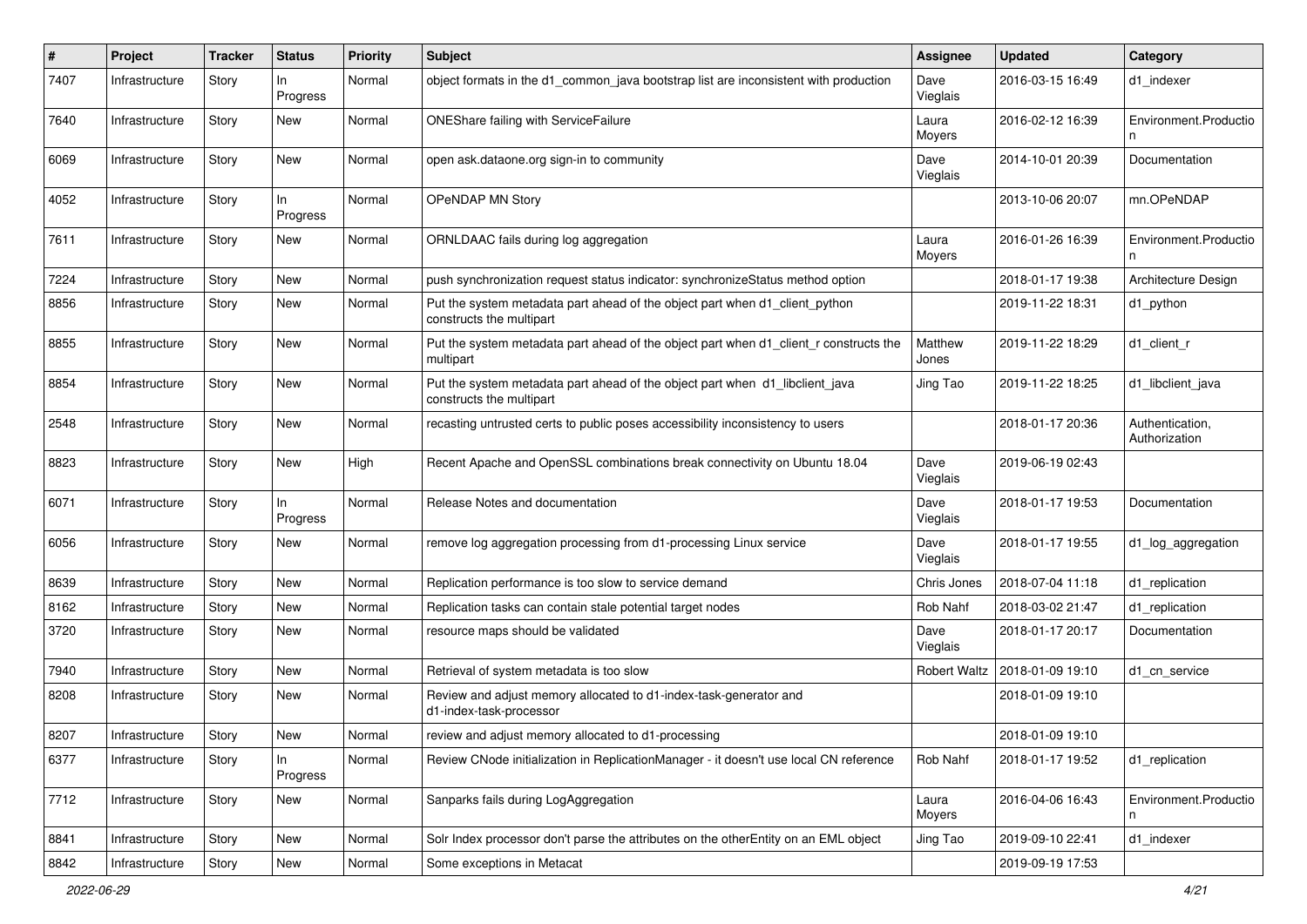| # | Project | Tracker | Status | Priority | Subject | Assignee | Updated | Category |
|---|---|---|---|---|---|---|---|---|
| 7407 | Infrastructure | Story | In Progress | Normal | object formats in the d1_common_java bootstrap list are inconsistent with production | Dave Vieglais | 2016-03-15 16:49 | d1_indexer |
| 7640 | Infrastructure | Story | New | Normal | ONEShare failing with ServiceFailure | Laura Moyers | 2016-02-12 16:39 | Environment.Production |
| 6069 | Infrastructure | Story | New | Normal | open ask.dataone.org sign-in to community | Dave Vieglais | 2014-10-01 20:39 | Documentation |
| 4052 | Infrastructure | Story | In Progress | Normal | OPeNDAP MN Story | | 2013-10-06 20:07 | mn.OPeNDAP |
| 7611 | Infrastructure | Story | New | Normal | ORNLDAAC fails during log aggregation | Laura Moyers | 2016-01-26 16:39 | Environment.Production |
| 7224 | Infrastructure | Story | New | Normal | push synchronization request status indicator: synchronizeStatus method option | | 2018-01-17 19:38 | Architecture Design |
| 8856 | Infrastructure | Story | New | Normal | Put the system metadata part ahead of the object part when d1_client_python constructs the multipart | | 2019-11-22 18:31 | d1_python |
| 8855 | Infrastructure | Story | New | Normal | Put the system metadata part ahead of the object part when d1_client_r constructs the multipart | Matthew Jones | 2019-11-22 18:29 | d1_client_r |
| 8854 | Infrastructure | Story | New | Normal | Put the system metadata part ahead of the object part when d1_libclient_java constructs the multipart | Jing Tao | 2019-11-22 18:25 | d1_libclient_java |
| 2548 | Infrastructure | Story | New | Normal | recasting untrusted certs to public poses accessibility inconsistency to users | | 2018-01-17 20:36 | Authentication, Authorization |
| 8823 | Infrastructure | Story | New | High | Recent Apache and OpenSSL combinations break connectivity on Ubuntu 18.04 | Dave Vieglais | 2019-06-19 02:43 | |
| 6071 | Infrastructure | Story | In Progress | Normal | Release Notes and documentation | Dave Vieglais | 2018-01-17 19:53 | Documentation |
| 6056 | Infrastructure | Story | New | Normal | remove log aggregation processing from d1-processing Linux service | Dave Vieglais | 2018-01-17 19:55 | d1_log_aggregation |
| 8639 | Infrastructure | Story | New | Normal | Replication performance is too slow to service demand | Chris Jones | 2018-07-04 11:18 | d1_replication |
| 8162 | Infrastructure | Story | New | Normal | Replication tasks can contain stale potential target nodes | Rob Nahf | 2018-03-02 21:47 | d1_replication |
| 3720 | Infrastructure | Story | New | Normal | resource maps should be validated | Dave Vieglais | 2018-01-17 20:17 | Documentation |
| 7940 | Infrastructure | Story | New | Normal | Retrieval of system metadata is too slow | Robert Waltz | 2018-01-09 19:10 | d1_cn_service |
| 8208 | Infrastructure | Story | New | Normal | Review and adjust memory allocated to d1-index-task-generator and d1-index-task-processor | | 2018-01-09 19:10 | |
| 8207 | Infrastructure | Story | New | Normal | review and adjust memory allocated to d1-processing | | 2018-01-09 19:10 | |
| 6377 | Infrastructure | Story | In Progress | Normal | Review CNode initialization in ReplicationManager - it doesn't use local CN reference | Rob Nahf | 2018-01-17 19:52 | d1_replication |
| 7712 | Infrastructure | Story | New | Normal | Sanparks fails during LogAggregation | Laura Moyers | 2016-04-06 16:43 | Environment.Production |
| 8841 | Infrastructure | Story | New | Normal | Solr Index processor don't parse the attributes on the otherEntity on an EML object | Jing Tao | 2019-09-10 22:41 | d1_indexer |
| 8842 | Infrastructure | Story | New | Normal | Some exceptions in Metacat | | 2019-09-19 17:53 | |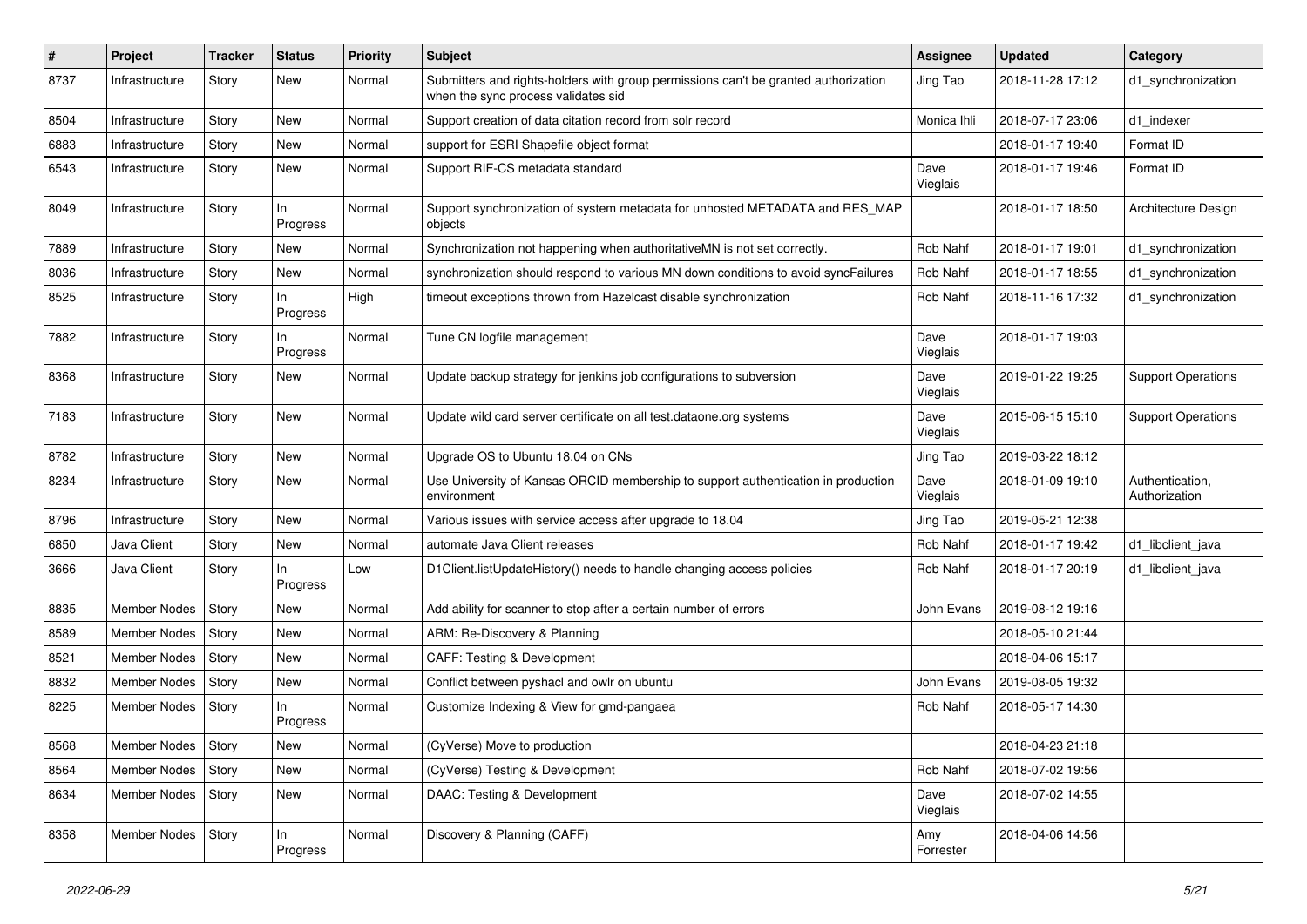| # | Project | Tracker | Status | Priority | Subject | Assignee | Updated | Category |
|---|---|---|---|---|---|---|---|---|
| 8737 | Infrastructure | Story | New | Normal | Submitters and rights-holders with group permissions can't be granted authorization when the sync process validates sid | Jing Tao | 2018-11-28 17:12 | d1_synchronization |
| 8504 | Infrastructure | Story | New | Normal | Support creation of data citation record from solr record | Monica Ihli | 2018-07-17 23:06 | d1_indexer |
| 6883 | Infrastructure | Story | New | Normal | support for ESRI Shapefile object format | | 2018-01-17 19:40 | Format ID |
| 6543 | Infrastructure | Story | New | Normal | Support RIF-CS metadata standard | Dave Vieglais | 2018-01-17 19:46 | Format ID |
| 8049 | Infrastructure | Story | In Progress | Normal | Support synchronization of system metadata for unhosted METADATA and RES_MAP objects | | 2018-01-17 18:50 | Architecture Design |
| 7889 | Infrastructure | Story | New | Normal | Synchronization not happening when authoritativeMN is not set correctly. | Rob Nahf | 2018-01-17 19:01 | d1_synchronization |
| 8036 | Infrastructure | Story | New | Normal | synchronization should respond to various MN down conditions to avoid syncFailures | Rob Nahf | 2018-01-17 18:55 | d1_synchronization |
| 8525 | Infrastructure | Story | In Progress | High | timeout exceptions thrown from Hazelcast disable synchronization | Rob Nahf | 2018-11-16 17:32 | d1_synchronization |
| 7882 | Infrastructure | Story | In Progress | Normal | Tune CN logfile management | Dave Vieglais | 2018-01-17 19:03 | |
| 8368 | Infrastructure | Story | New | Normal | Update backup strategy for jenkins job configurations to subversion | Dave Vieglais | 2019-01-22 19:25 | Support Operations |
| 7183 | Infrastructure | Story | New | Normal | Update wild card server certificate on all test.dataone.org systems | Dave Vieglais | 2015-06-15 15:10 | Support Operations |
| 8782 | Infrastructure | Story | New | Normal | Upgrade OS to Ubuntu 18.04 on CNs | Jing Tao | 2019-03-22 18:12 | |
| 8234 | Infrastructure | Story | New | Normal | Use University of Kansas ORCID membership to support authentication in production environment | Dave Vieglais | 2018-01-09 19:10 | Authentication, Authorization |
| 8796 | Infrastructure | Story | New | Normal | Various issues with service access after upgrade to 18.04 | Jing Tao | 2019-05-21 12:38 | |
| 6850 | Java Client | Story | New | Normal | automate Java Client releases | Rob Nahf | 2018-01-17 19:42 | d1_libclient_java |
| 3666 | Java Client | Story | In Progress | Low | D1Client.listUpdateHistory() needs to handle changing access policies | Rob Nahf | 2018-01-17 20:19 | d1_libclient_java |
| 8835 | Member Nodes | Story | New | Normal | Add ability for scanner to stop after a certain number of errors | John Evans | 2019-08-12 19:16 | |
| 8589 | Member Nodes | Story | New | Normal | ARM: Re-Discovery & Planning | | 2018-05-10 21:44 | |
| 8521 | Member Nodes | Story | New | Normal | CAFF: Testing & Development | | 2018-04-06 15:17 | |
| 8832 | Member Nodes | Story | New | Normal | Conflict between pyshacl and owlr on ubuntu | John Evans | 2019-08-05 19:32 | |
| 8225 | Member Nodes | Story | In Progress | Normal | Customize Indexing & View for gmd-pangaea | Rob Nahf | 2018-05-17 14:30 | |
| 8568 | Member Nodes | Story | New | Normal | (CyVerse) Move to production | | 2018-04-23 21:18 | |
| 8564 | Member Nodes | Story | New | Normal | (CyVerse) Testing & Development | Rob Nahf | 2018-07-02 19:56 | |
| 8634 | Member Nodes | Story | New | Normal | DAAC: Testing & Development | Dave Vieglais | 2018-07-02 14:55 | |
| 8358 | Member Nodes | Story | In Progress | Normal | Discovery & Planning (CAFF) | Amy Forrester | 2018-04-06 14:56 | |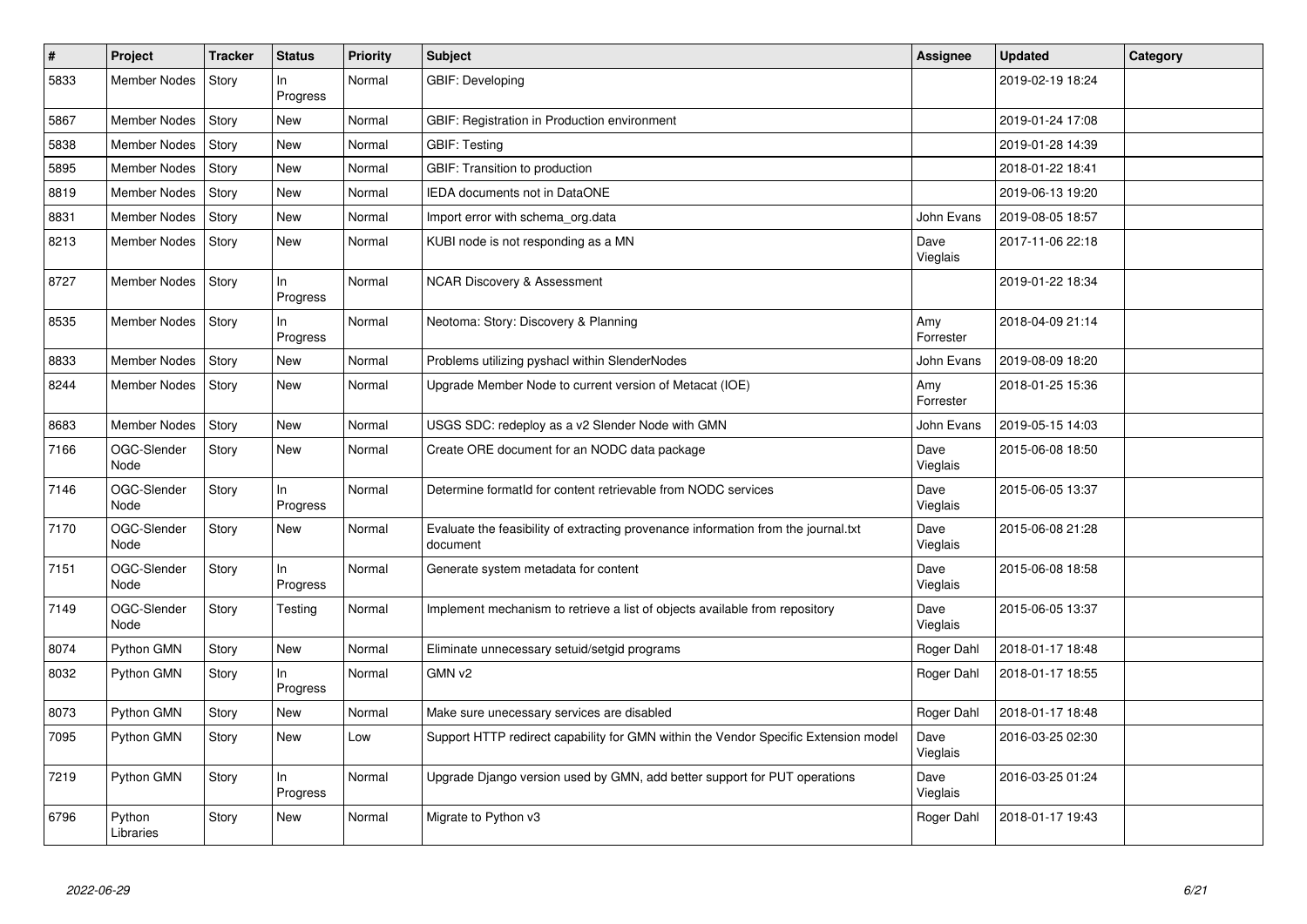| # | Project | Tracker | Status | Priority | Subject | Assignee | Updated | Category |
|---|---|---|---|---|---|---|---|---|
| 5833 | Member Nodes | Story | In Progress | Normal | GBIF: Developing | | 2019-02-19 18:24 | |
| 5867 | Member Nodes | Story | New | Normal | GBIF: Registration in Production environment | | 2019-01-24 17:08 | |
| 5838 | Member Nodes | Story | New | Normal | GBIF: Testing | | 2019-01-28 14:39 | |
| 5895 | Member Nodes | Story | New | Normal | GBIF: Transition to production | | 2018-01-22 18:41 | |
| 8819 | Member Nodes | Story | New | Normal | IEDA documents not in DataONE | | 2019-06-13 19:20 | |
| 8831 | Member Nodes | Story | New | Normal | Import error with schema_org.data | John Evans | 2019-08-05 18:57 | |
| 8213 | Member Nodes | Story | New | Normal | KUBI node is not responding as a MN | Dave Vieglais | 2017-11-06 22:18 | |
| 8727 | Member Nodes | Story | In Progress | Normal | NCAR Discovery & Assessment | | 2019-01-22 18:34 | |
| 8535 | Member Nodes | Story | In Progress | Normal | Neotoma: Story: Discovery & Planning | Amy Forrester | 2018-04-09 21:14 | |
| 8833 | Member Nodes | Story | New | Normal | Problems utilizing pyshacl within SlenderNodes | John Evans | 2019-08-09 18:20 | |
| 8244 | Member Nodes | Story | New | Normal | Upgrade Member Node to current version of Metacat (IOE) | Amy Forrester | 2018-01-25 15:36 | |
| 8683 | Member Nodes | Story | New | Normal | USGS SDC: redeploy as a v2 Slender Node with GMN | John Evans | 2019-05-15 14:03 | |
| 7166 | OGC-Slender Node | Story | New | Normal | Create ORE document for an NODC data package | Dave Vieglais | 2015-06-08 18:50 | |
| 7146 | OGC-Slender Node | Story | In Progress | Normal | Determine formatId for content retrievable from NODC services | Dave Vieglais | 2015-06-05 13:37 | |
| 7170 | OGC-Slender Node | Story | New | Normal | Evaluate the feasibility of extracting provenance information from the journal.txt document | Dave Vieglais | 2015-06-08 21:28 | |
| 7151 | OGC-Slender Node | Story | In Progress | Normal | Generate system metadata for content | Dave Vieglais | 2015-06-08 18:58 | |
| 7149 | OGC-Slender Node | Story | Testing | Normal | Implement mechanism to retrieve a list of objects available from repository | Dave Vieglais | 2015-06-05 13:37 | |
| 8074 | Python GMN | Story | New | Normal | Eliminate unnecessary setuid/setgid programs | Roger Dahl | 2018-01-17 18:48 | |
| 8032 | Python GMN | Story | In Progress | Normal | GMN v2 | Roger Dahl | 2018-01-17 18:55 | |
| 8073 | Python GMN | Story | New | Normal | Make sure unecessary services are disabled | Roger Dahl | 2018-01-17 18:48 | |
| 7095 | Python GMN | Story | New | Low | Support HTTP redirect capability for GMN within the Vendor Specific Extension model | Dave Vieglais | 2016-03-25 02:30 | |
| 7219 | Python GMN | Story | In Progress | Normal | Upgrade Django version used by GMN, add better support for PUT operations | Dave Vieglais | 2016-03-25 01:24 | |
| 6796 | Python Libraries | Story | New | Normal | Migrate to Python v3 | Roger Dahl | 2018-01-17 19:43 | |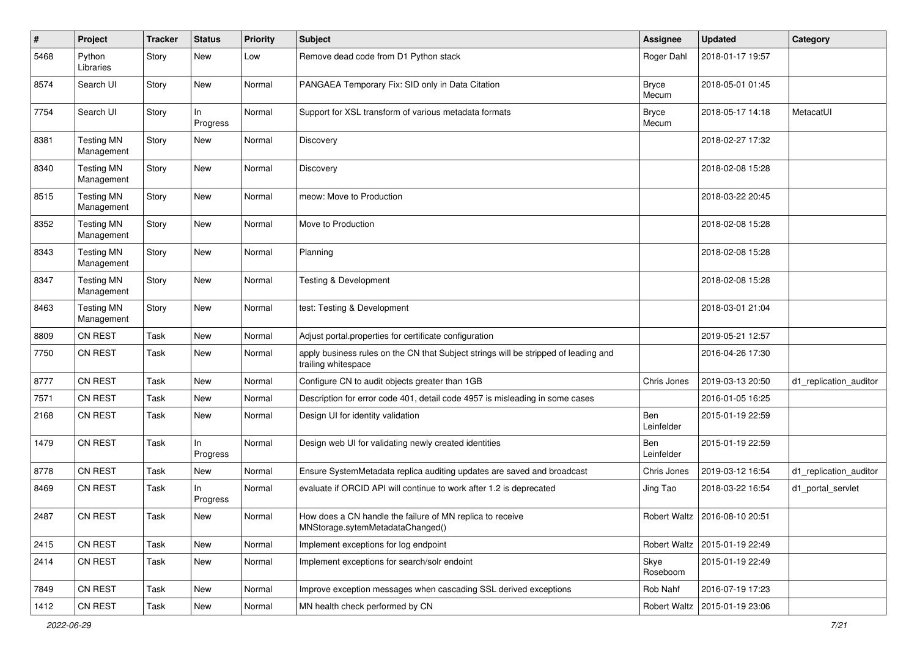| # | Project | Tracker | Status | Priority | Subject | Assignee | Updated | Category |
|---|---|---|---|---|---|---|---|---|
| 5468 | Python Libraries | Story | New | Low | Remove dead code from D1 Python stack | Roger Dahl | 2018-01-17 19:57 | |
| 8574 | Search UI | Story | New | Normal | PANGAEA Temporary Fix: SID only in Data Citation | Bryce Mecum | 2018-05-01 01:45 | |
| 7754 | Search UI | Story | In Progress | Normal | Support for XSL transform of various metadata formats | Bryce Mecum | 2018-05-17 14:18 | MetacatUI |
| 8381 | Testing MN Management | Story | New | Normal | Discovery | | 2018-02-27 17:32 | |
| 8340 | Testing MN Management | Story | New | Normal | Discovery | | 2018-02-08 15:28 | |
| 8515 | Testing MN Management | Story | New | Normal | meow: Move to Production | | 2018-03-22 20:45 | |
| 8352 | Testing MN Management | Story | New | Normal | Move to Production | | 2018-02-08 15:28 | |
| 8343 | Testing MN Management | Story | New | Normal | Planning | | 2018-02-08 15:28 | |
| 8347 | Testing MN Management | Story | New | Normal | Testing & Development | | 2018-02-08 15:28 | |
| 8463 | Testing MN Management | Story | New | Normal | test: Testing & Development | | 2018-03-01 21:04 | |
| 8809 | CN REST | Task | New | Normal | Adjust portal.properties for certificate configuration | | 2019-05-21 12:57 | |
| 7750 | CN REST | Task | New | Normal | apply business rules on the CN that Subject strings will be stripped of leading and trailing whitespace | | 2016-04-26 17:30 | |
| 8777 | CN REST | Task | New | Normal | Configure CN to audit objects greater than 1GB | Chris Jones | 2019-03-13 20:50 | d1_replication_auditor |
| 7571 | CN REST | Task | New | Normal | Description for error code 401, detail code 4957 is misleading in some cases | | 2016-01-05 16:25 | |
| 2168 | CN REST | Task | New | Normal | Design UI for identity validation | Ben Leinfelder | 2015-01-19 22:59 | |
| 1479 | CN REST | Task | In Progress | Normal | Design web UI for validating newly created identities | Ben Leinfelder | 2015-01-19 22:59 | |
| 8778 | CN REST | Task | New | Normal | Ensure SystemMetadata replica auditing updates are saved and broadcast | Chris Jones | 2019-03-12 16:54 | d1_replication_auditor |
| 8469 | CN REST | Task | In Progress | Normal | evaluate if ORCID API will continue to work after 1.2 is deprecated | Jing Tao | 2018-03-22 16:54 | d1_portal_servlet |
| 2487 | CN REST | Task | New | Normal | How does a CN handle the failure of MN replica to receive MNStorage.sytemMetadataChanged() | Robert Waltz | 2016-08-10 20:51 | |
| 2415 | CN REST | Task | New | Normal | Implement exceptions for log endpoint | Robert Waltz | 2015-01-19 22:49 | |
| 2414 | CN REST | Task | New | Normal | Implement exceptions for search/solr endoint | Skye Roseboom | 2015-01-19 22:49 | |
| 7849 | CN REST | Task | New | Normal | Improve exception messages when cascading SSL derived exceptions | Rob Nahf | 2016-07-19 17:23 | |
| 1412 | CN REST | Task | New | Normal | MN health check performed by CN | Robert Waltz | 2015-01-19 23:06 | |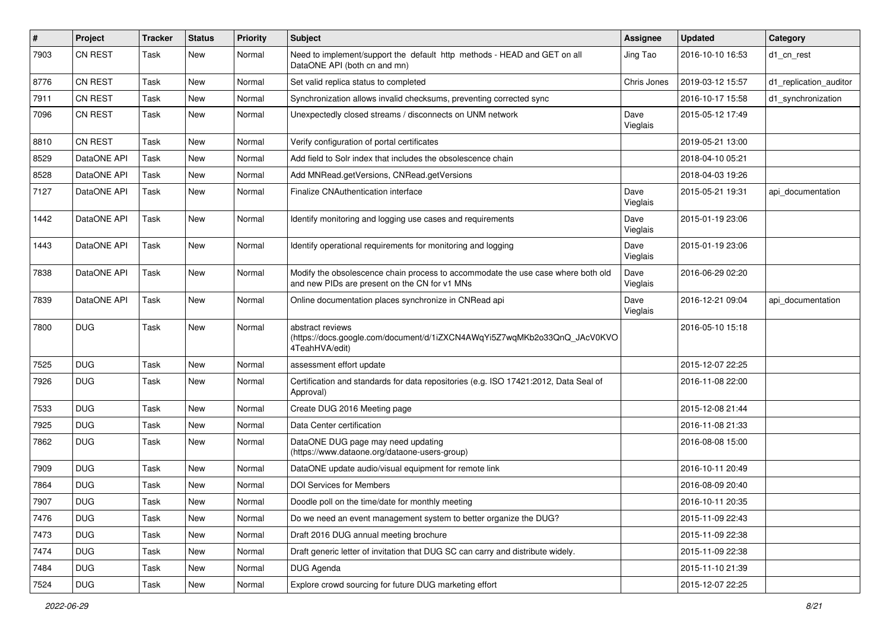| # | Project | Tracker | Status | Priority | Subject | Assignee | Updated | Category |
|---|---|---|---|---|---|---|---|---|
| 7903 | CN REST | Task | New | Normal | Need to implement/support the default http methods - HEAD and GET on all DataONE API (both cn and mn) | Jing Tao | 2016-10-10 16:53 | d1_cn_rest |
| 8776 | CN REST | Task | New | Normal | Set valid replica status to completed | Chris Jones | 2019-03-12 15:57 | d1_replication_auditor |
| 7911 | CN REST | Task | New | Normal | Synchronization allows invalid checksums, preventing corrected sync | | 2016-10-17 15:58 | d1_synchronization |
| 7096 | CN REST | Task | New | Normal | Unexpectedly closed streams / disconnects on UNM network | Dave Vieglais | 2015-05-12 17:49 | |
| 8810 | CN REST | Task | New | Normal | Verify configuration of portal certificates | | 2019-05-21 13:00 | |
| 8529 | DataONE API | Task | New | Normal | Add field to Solr index that includes the obsolescence chain | | 2018-04-10 05:21 | |
| 8528 | DataONE API | Task | New | Normal | Add MNRead.getVersions, CNRead.getVersions | | 2018-04-03 19:26 | |
| 7127 | DataONE API | Task | New | Normal | Finalize CNAuthentication interface | Dave Vieglais | 2015-05-21 19:31 | api_documentation |
| 1442 | DataONE API | Task | New | Normal | Identify monitoring and logging use cases and requirements | Dave Vieglais | 2015-01-19 23:06 | |
| 1443 | DataONE API | Task | New | Normal | Identify operational requirements for monitoring and logging | Dave Vieglais | 2015-01-19 23:06 | |
| 7838 | DataONE API | Task | New | Normal | Modify the obsolescence chain process to accommodate the use case where both old and new PIDs are present on the CN for v1 MNs | Dave Vieglais | 2016-06-29 02:20 | |
| 7839 | DataONE API | Task | New | Normal | Online documentation places synchronize in CNRead api | Dave Vieglais | 2016-12-21 09:04 | api_documentation |
| 7800 | DUG | Task | New | Normal | abstract reviews (https://docs.google.com/document/d/1iZXCN4AWqYi5Z7wqMKb2o33QnQ_JAcV0KVO4TeahHVA/edit) | | 2016-05-10 15:18 | |
| 7525 | DUG | Task | New | Normal | assessment effort update | | 2015-12-07 22:25 | |
| 7926 | DUG | Task | New | Normal | Certification and standards for data repositories (e.g. ISO 17421:2012, Data Seal of Approval) | | 2016-11-08 22:00 | |
| 7533 | DUG | Task | New | Normal | Create DUG 2016 Meeting page | | 2015-12-08 21:44 | |
| 7925 | DUG | Task | New | Normal | Data Center certification | | 2016-11-08 21:33 | |
| 7862 | DUG | Task | New | Normal | DataONE DUG page may need updating (https://www.dataone.org/dataone-users-group) | | 2016-08-08 15:00 | |
| 7909 | DUG | Task | New | Normal | DataONE update audio/visual equipment for remote link | | 2016-10-11 20:49 | |
| 7864 | DUG | Task | New | Normal | DOI Services for Members | | 2016-08-09 20:40 | |
| 7907 | DUG | Task | New | Normal | Doodle poll on the time/date for monthly meeting | | 2016-10-11 20:35 | |
| 7476 | DUG | Task | New | Normal | Do we need an event management system to better organize the DUG? | | 2015-11-09 22:43 | |
| 7473 | DUG | Task | New | Normal | Draft 2016 DUG annual meeting brochure | | 2015-11-09 22:38 | |
| 7474 | DUG | Task | New | Normal | Draft generic letter of invitation that DUG SC can carry and distribute widely. | | 2015-11-09 22:38 | |
| 7484 | DUG | Task | New | Normal | DUG Agenda | | 2015-11-10 21:39 | |
| 7524 | DUG | Task | New | Normal | Explore crowd sourcing for future DUG marketing effort | | 2015-12-07 22:25 | |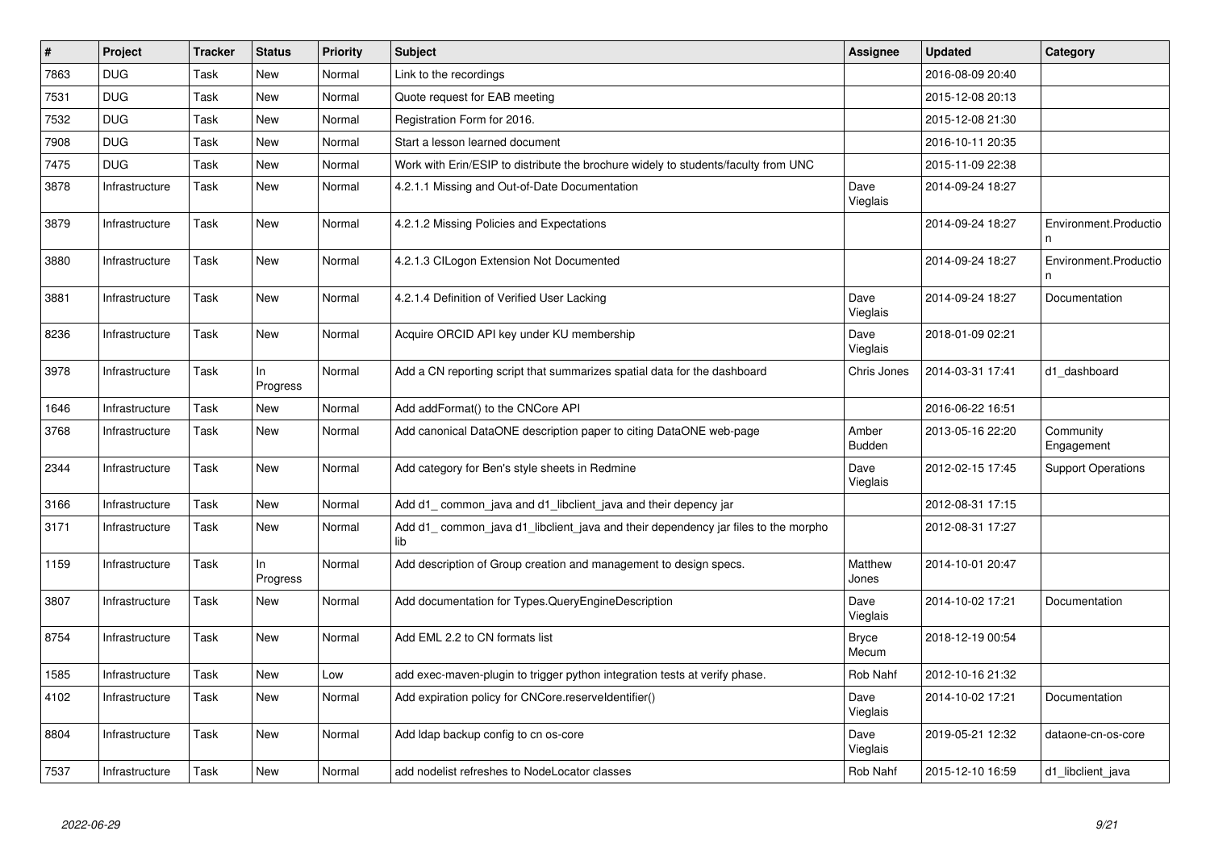| # | Project | Tracker | Status | Priority | Subject | Assignee | Updated | Category |
|---|---|---|---|---|---|---|---|---|
| 7863 | DUG | Task | New | Normal | Link to the recordings | | 2016-08-09 20:40 | |
| 7531 | DUG | Task | New | Normal | Quote request for EAB meeting | | 2015-12-08 20:13 | |
| 7532 | DUG | Task | New | Normal | Registration Form for 2016. | | 2015-12-08 21:30 | |
| 7908 | DUG | Task | New | Normal | Start a lesson learned document | | 2016-10-11 20:35 | |
| 7475 | DUG | Task | New | Normal | Work with Erin/ESIP to distribute the brochure widely to students/faculty from UNC | | 2015-11-09 22:38 | |
| 3878 | Infrastructure | Task | New | Normal | 4.2.1.1 Missing and Out-of-Date Documentation | Dave Vieglais | 2014-09-24 18:27 | |
| 3879 | Infrastructure | Task | New | Normal | 4.2.1.2 Missing Policies and Expectations | | 2014-09-24 18:27 | Environment.Production |
| 3880 | Infrastructure | Task | New | Normal | 4.2.1.3 CILogon Extension Not Documented | | 2014-09-24 18:27 | Environment.Production |
| 3881 | Infrastructure | Task | New | Normal | 4.2.1.4 Definition of Verified User Lacking | Dave Vieglais | 2014-09-24 18:27 | Documentation |
| 8236 | Infrastructure | Task | New | Normal | Acquire ORCID API key under KU membership | Dave Vieglais | 2018-01-09 02:21 | |
| 3978 | Infrastructure | Task | In Progress | Normal | Add a CN reporting script that summarizes spatial data for the dashboard | Chris Jones | 2014-03-31 17:41 | d1_dashboard |
| 1646 | Infrastructure | Task | New | Normal | Add addFormat() to the CNCore API | | 2016-06-22 16:51 | |
| 3768 | Infrastructure | Task | New | Normal | Add canonical DataONE description paper to citing DataONE web-page | Amber Budden | 2013-05-16 22:20 | Community Engagement |
| 2344 | Infrastructure | Task | New | Normal | Add category for Ben's style sheets in Redmine | Dave Vieglais | 2012-02-15 17:45 | Support Operations |
| 3166 | Infrastructure | Task | New | Normal | Add d1_ common_java and d1_libclient_java and their depency jar | | 2012-08-31 17:15 | |
| 3171 | Infrastructure | Task | New | Normal | Add d1_ common_java d1_libclient_java and their dependency jar files to the morpho lib | | 2012-08-31 17:27 | |
| 1159 | Infrastructure | Task | In Progress | Normal | Add description of Group creation and management to design specs. | Matthew Jones | 2014-10-01 20:47 | |
| 3807 | Infrastructure | Task | New | Normal | Add documentation for Types.QueryEngineDescription | Dave Vieglais | 2014-10-02 17:21 | Documentation |
| 8754 | Infrastructure | Task | New | Normal | Add EML 2.2 to CN formats list | Bryce Mecum | 2018-12-19 00:54 | |
| 1585 | Infrastructure | Task | New | Low | add exec-maven-plugin to trigger python integration tests at verify phase. | Rob Nahf | 2012-10-16 21:32 | |
| 4102 | Infrastructure | Task | New | Normal | Add expiration policy for CNCore.reserveIdentifier() | Dave Vieglais | 2014-10-02 17:21 | Documentation |
| 8804 | Infrastructure | Task | New | Normal | Add ldap backup config to cn os-core | Dave Vieglais | 2019-05-21 12:32 | dataone-cn-os-core |
| 7537 | Infrastructure | Task | New | Normal | add nodelist refreshes to NodeLocator classes | Rob Nahf | 2015-12-10 16:59 | d1_libclient_java |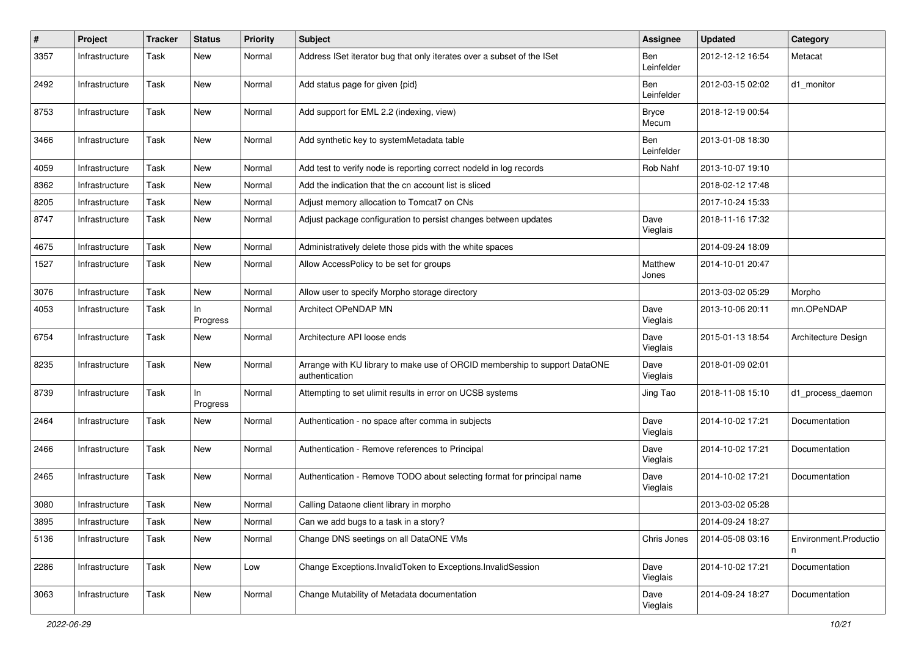| # | Project | Tracker | Status | Priority | Subject | Assignee | Updated | Category |
|---|---|---|---|---|---|---|---|---|
| 3357 | Infrastructure | Task | New | Normal | Address ISet iterator bug that only iterates over a subset of the ISet | Ben Leinfelder | 2012-12-12 16:54 | Metacat |
| 2492 | Infrastructure | Task | New | Normal | Add status page for given {pid} | Ben Leinfelder | 2012-03-15 02:02 | d1_monitor |
| 8753 | Infrastructure | Task | New | Normal | Add support for EML 2.2 (indexing, view) | Bryce Mecum | 2018-12-19 00:54 | |
| 3466 | Infrastructure | Task | New | Normal | Add synthetic key to systemMetadata table | Ben Leinfelder | 2013-01-08 18:30 | |
| 4059 | Infrastructure | Task | New | Normal | Add test to verify node is reporting correct nodeId in log records | Rob Nahf | 2013-10-07 19:10 | |
| 8362 | Infrastructure | Task | New | Normal | Add the indication that the cn account list is sliced | | 2018-02-12 17:48 | |
| 8205 | Infrastructure | Task | New | Normal | Adjust memory allocation to Tomcat7 on CNs | | 2017-10-24 15:33 | |
| 8747 | Infrastructure | Task | New | Normal | Adjust package configuration to persist changes between updates | Dave Vieglais | 2018-11-16 17:32 | |
| 4675 | Infrastructure | Task | New | Normal | Administratively delete those pids with the white spaces | | 2014-09-24 18:09 | |
| 1527 | Infrastructure | Task | New | Normal | Allow AccessPolicy to be set for groups | Matthew Jones | 2014-10-01 20:47 | |
| 3076 | Infrastructure | Task | New | Normal | Allow user to specify Morpho storage directory | | 2013-03-02 05:29 | Morpho |
| 4053 | Infrastructure | Task | In Progress | Normal | Architect OPeNDAP MN | Dave Vieglais | 2013-10-06 20:11 | mn.OPeNDAP |
| 6754 | Infrastructure | Task | New | Normal | Architecture API loose ends | Dave Vieglais | 2015-01-13 18:54 | Architecture Design |
| 8235 | Infrastructure | Task | New | Normal | Arrange with KU library to make use of ORCID membership to support DataONE authentication | Dave Vieglais | 2018-01-09 02:01 | |
| 8739 | Infrastructure | Task | In Progress | Normal | Attempting to set ulimit results in error on UCSB systems | Jing Tao | 2018-11-08 15:10 | d1_process_daemon |
| 2464 | Infrastructure | Task | New | Normal | Authentication - no space after comma in subjects | Dave Vieglais | 2014-10-02 17:21 | Documentation |
| 2466 | Infrastructure | Task | New | Normal | Authentication - Remove references to Principal | Dave Vieglais | 2014-10-02 17:21 | Documentation |
| 2465 | Infrastructure | Task | New | Normal | Authentication - Remove TODO about selecting format for principal name | Dave Vieglais | 2014-10-02 17:21 | Documentation |
| 3080 | Infrastructure | Task | New | Normal | Calling Dataone client library in morpho | | 2013-03-02 05:28 | |
| 3895 | Infrastructure | Task | New | Normal | Can we add bugs to a task in a story? | | 2014-09-24 18:27 | |
| 5136 | Infrastructure | Task | New | Normal | Change DNS seetings on all DataONE VMs | Chris Jones | 2014-05-08 03:16 | Environment.Production |
| 2286 | Infrastructure | Task | New | Low | Change Exceptions.InvalidToken to Exceptions.InvalidSession | Dave Vieglais | 2014-10-02 17:21 | Documentation |
| 3063 | Infrastructure | Task | New | Normal | Change Mutability of Metadata documentation | Dave Vieglais | 2014-09-24 18:27 | Documentation |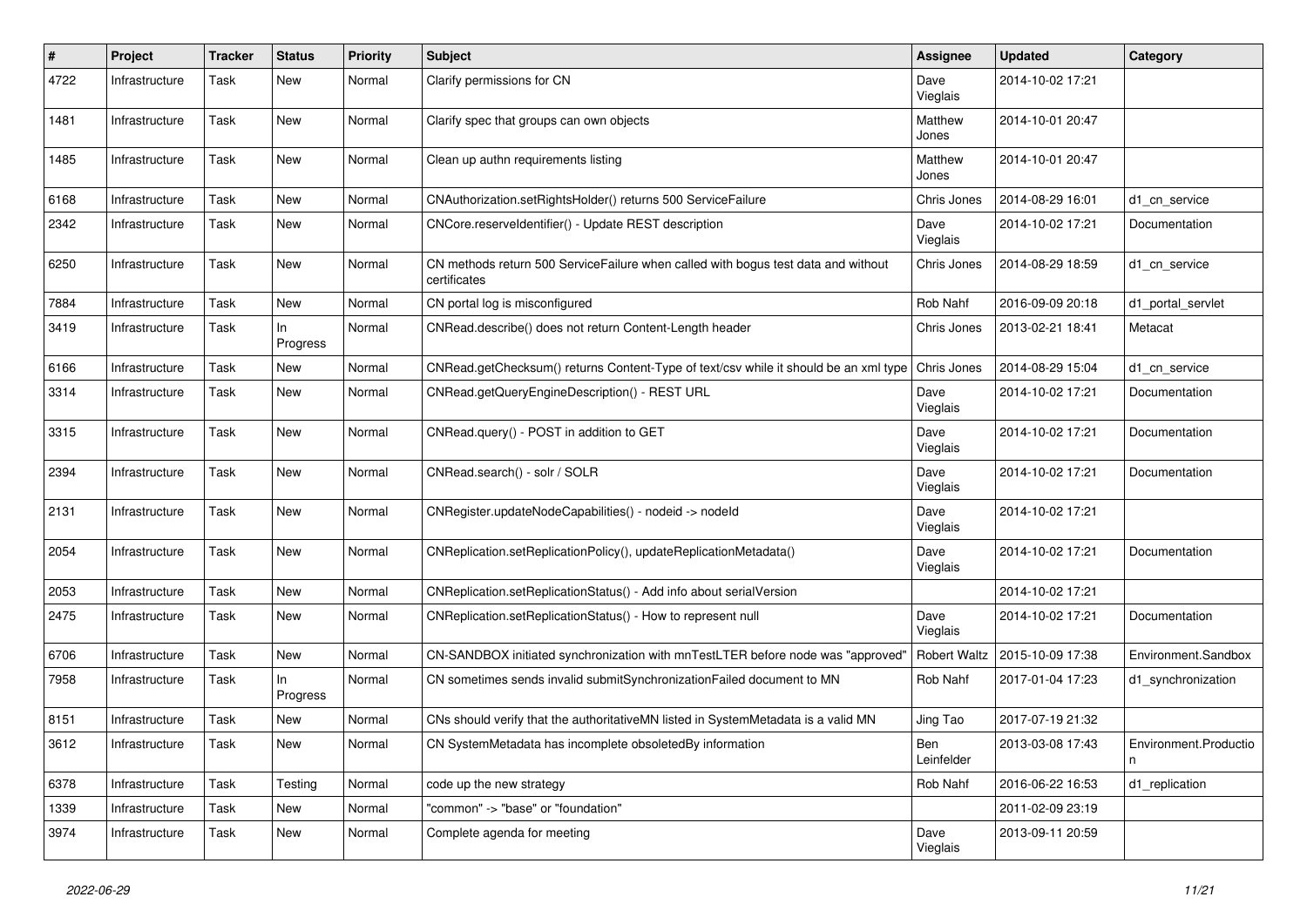| # | Project | Tracker | Status | Priority | Subject | Assignee | Updated | Category |
|---|---|---|---|---|---|---|---|---|
| 4722 | Infrastructure | Task | New | Normal | Clarify permissions for CN | Dave Vieglais | 2014-10-02 17:21 | |
| 1481 | Infrastructure | Task | New | Normal | Clarify spec that groups can own objects | Matthew Jones | 2014-10-01 20:47 | |
| 1485 | Infrastructure | Task | New | Normal | Clean up authn requirements listing | Matthew Jones | 2014-10-01 20:47 | |
| 6168 | Infrastructure | Task | New | Normal | CNAuthorization.setRightsHolder() returns 500 ServiceFailure | Chris Jones | 2014-08-29 16:01 | d1_cn_service |
| 2342 | Infrastructure | Task | New | Normal | CNCore.reserveIdentifier() - Update REST description | Dave Vieglais | 2014-10-02 17:21 | Documentation |
| 6250 | Infrastructure | Task | New | Normal | CN methods return 500 ServiceFailure when called with bogus test data and without certificates | Chris Jones | 2014-08-29 18:59 | d1_cn_service |
| 7884 | Infrastructure | Task | New | Normal | CN portal log is misconfigured | Rob Nahf | 2016-09-09 20:18 | d1_portal_servlet |
| 3419 | Infrastructure | Task | In Progress | Normal | CNRead.describe() does not return Content-Length header | Chris Jones | 2013-02-21 18:41 | Metacat |
| 6166 | Infrastructure | Task | New | Normal | CNRead.getChecksum() returns Content-Type of text/csv while it should be an xml type | Chris Jones | 2014-08-29 15:04 | d1_cn_service |
| 3314 | Infrastructure | Task | New | Normal | CNRead.getQueryEngineDescription() - REST URL | Dave Vieglais | 2014-10-02 17:21 | Documentation |
| 3315 | Infrastructure | Task | New | Normal | CNRead.query() - POST in addition to GET | Dave Vieglais | 2014-10-02 17:21 | Documentation |
| 2394 | Infrastructure | Task | New | Normal | CNRead.search() - solr / SOLR | Dave Vieglais | 2014-10-02 17:21 | Documentation |
| 2131 | Infrastructure | Task | New | Normal | CNRegister.updateNodeCapabilities() - nodeid -> nodeId | Dave Vieglais | 2014-10-02 17:21 | |
| 2054 | Infrastructure | Task | New | Normal | CNReplication.setReplicationPolicy(), updateReplicationMetadata() | Dave Vieglais | 2014-10-02 17:21 | Documentation |
| 2053 | Infrastructure | Task | New | Normal | CNReplication.setReplicationStatus() - Add info about serialVersion | | 2014-10-02 17:21 | |
| 2475 | Infrastructure | Task | New | Normal | CNReplication.setReplicationStatus() - How to represent null | Dave Vieglais | 2014-10-02 17:21 | Documentation |
| 6706 | Infrastructure | Task | New | Normal | CN-SANDBOX initiated synchronization with mnTestLTER before node was "approved" | Robert Waltz | 2015-10-09 17:38 | Environment.Sandbox |
| 7958 | Infrastructure | Task | In Progress | Normal | CN sometimes sends invalid submitSynchronizationFailed document to MN | Rob Nahf | 2017-01-04 17:23 | d1_synchronization |
| 8151 | Infrastructure | Task | New | Normal | CNs should verify that the authoritativeMN listed in SystemMetadata is a valid MN | Jing Tao | 2017-07-19 21:32 | |
| 3612 | Infrastructure | Task | New | Normal | CN SystemMetadata has incomplete obsoletedBy information | Ben Leinfelder | 2013-03-08 17:43 | Environment.Production |
| 6378 | Infrastructure | Task | Testing | Normal | code up the new strategy | Rob Nahf | 2016-06-22 16:53 | d1_replication |
| 1339 | Infrastructure | Task | New | Normal | "common" -> "base" or "foundation" | | 2011-02-09 23:19 | |
| 3974 | Infrastructure | Task | New | Normal | Complete agenda for meeting | Dave Vieglais | 2013-09-11 20:59 | |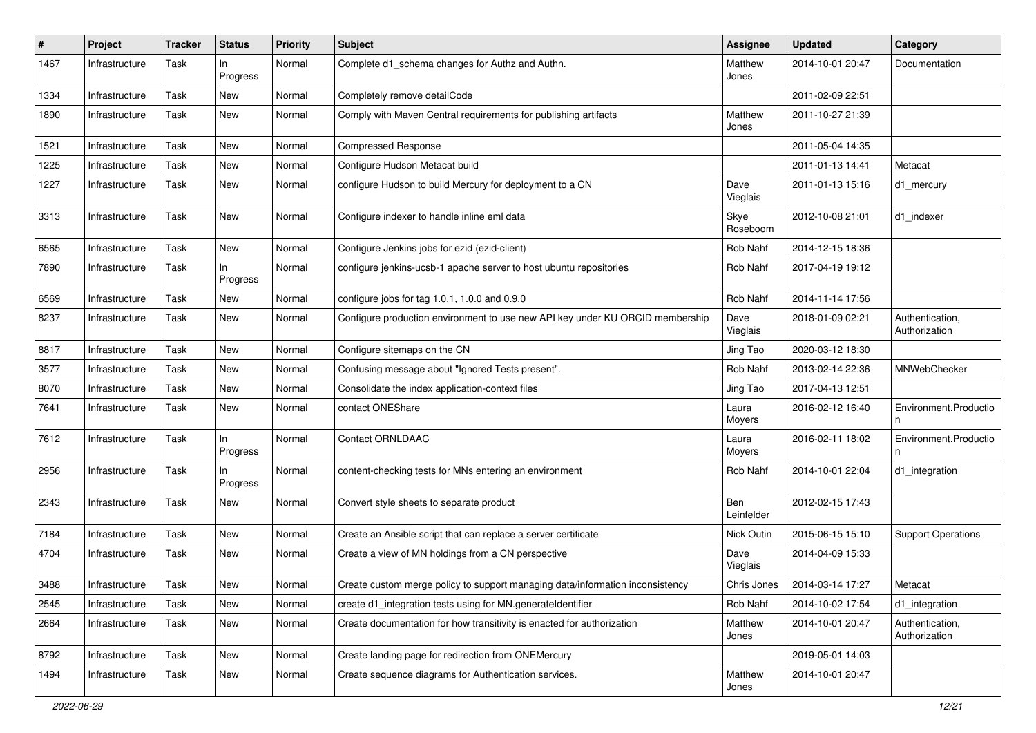| # | Project | Tracker | Status | Priority | Subject | Assignee | Updated | Category |
|---|---|---|---|---|---|---|---|---|
| 1467 | Infrastructure | Task | In Progress | Normal | Complete d1_schema changes for Authz and Authn. | Matthew Jones | 2014-10-01 20:47 | Documentation |
| 1334 | Infrastructure | Task | New | Normal | Completely remove detailCode | | 2011-02-09 22:51 | |
| 1890 | Infrastructure | Task | New | Normal | Comply with Maven Central requirements for publishing artifacts | Matthew Jones | 2011-10-27 21:39 | |
| 1521 | Infrastructure | Task | New | Normal | Compressed Response | | 2011-05-04 14:35 | |
| 1225 | Infrastructure | Task | New | Normal | Configure Hudson Metacat build | | 2011-01-13 14:41 | Metacat |
| 1227 | Infrastructure | Task | New | Normal | configure Hudson to build Mercury for deployment to a CN | Dave Vieglais | 2011-01-13 15:16 | d1_mercury |
| 3313 | Infrastructure | Task | New | Normal | Configure indexer to handle inline eml data | Skye Roseboom | 2012-10-08 21:01 | d1_indexer |
| 6565 | Infrastructure | Task | New | Normal | Configure Jenkins jobs for ezid (ezid-client) | Rob Nahf | 2014-12-15 18:36 | |
| 7890 | Infrastructure | Task | In Progress | Normal | configure jenkins-ucsb-1 apache server to host ubuntu repositories | Rob Nahf | 2017-04-19 19:12 | |
| 6569 | Infrastructure | Task | New | Normal | configure jobs for tag 1.0.1, 1.0.0 and 0.9.0 | Rob Nahf | 2014-11-14 17:56 | |
| 8237 | Infrastructure | Task | New | Normal | Configure production environment to use new API key under KU ORCID membership | Dave Vieglais | 2018-01-09 02:21 | Authentication, Authorization |
| 8817 | Infrastructure | Task | New | Normal | Configure sitemaps on the CN | Jing Tao | 2020-03-12 18:30 | |
| 3577 | Infrastructure | Task | New | Normal | Confusing message about "Ignored Tests present". | Rob Nahf | 2013-02-14 22:36 | MNWebChecker |
| 8070 | Infrastructure | Task | New | Normal | Consolidate the index application-context files | Jing Tao | 2017-04-13 12:51 | |
| 7641 | Infrastructure | Task | New | Normal | contact ONEShare | Laura Moyers | 2016-02-12 16:40 | Environment.Production |
| 7612 | Infrastructure | Task | In Progress | Normal | Contact ORNLDAAC | Laura Moyers | 2016-02-11 18:02 | Environment.Production |
| 2956 | Infrastructure | Task | In Progress | Normal | content-checking tests for MNs entering an environment | Rob Nahf | 2014-10-01 22:04 | d1_integration |
| 2343 | Infrastructure | Task | New | Normal | Convert style sheets to separate product | Ben Leinfelder | 2012-02-15 17:43 | |
| 7184 | Infrastructure | Task | New | Normal | Create an Ansible script that can replace a server certificate | Nick Outin | 2015-06-15 15:10 | Support Operations |
| 4704 | Infrastructure | Task | New | Normal | Create a view of MN holdings from a CN perspective | Dave Vieglais | 2014-04-09 15:33 | |
| 3488 | Infrastructure | Task | New | Normal | Create custom merge policy to support managing data/information inconsistency | Chris Jones | 2014-03-14 17:27 | Metacat |
| 2545 | Infrastructure | Task | New | Normal | create d1_integration tests using for MN.generateIdentifier | Rob Nahf | 2014-10-02 17:54 | d1_integration |
| 2664 | Infrastructure | Task | New | Normal | Create documentation for how transitivity is enacted for authorization | Matthew Jones | 2014-10-01 20:47 | Authentication, Authorization |
| 8792 | Infrastructure | Task | New | Normal | Create landing page for redirection from ONEMercury | | 2019-05-01 14:03 | |
| 1494 | Infrastructure | Task | New | Normal | Create sequence diagrams for Authentication services. | Matthew Jones | 2014-10-01 20:47 | |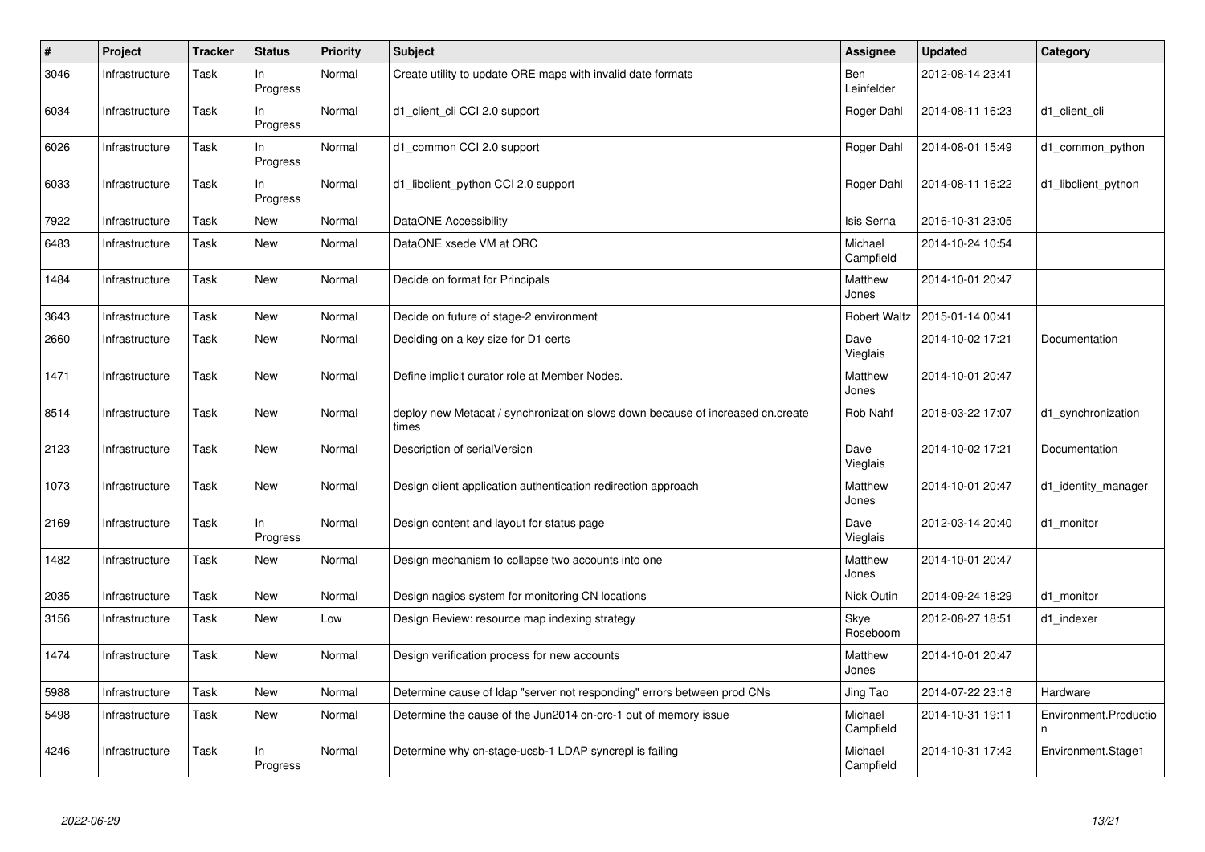| # | Project | Tracker | Status | Priority | Subject | Assignee | Updated | Category |
|---|---|---|---|---|---|---|---|---|
| 3046 | Infrastructure | Task | In Progress | Normal | Create utility to update ORE maps with invalid date formats | Ben Leinfelder | 2012-08-14 23:41 | |
| 6034 | Infrastructure | Task | In Progress | Normal | d1_client_cli CCI 2.0 support | Roger Dahl | 2014-08-11 16:23 | d1_client_cli |
| 6026 | Infrastructure | Task | In Progress | Normal | d1_common CCI 2.0 support | Roger Dahl | 2014-08-01 15:49 | d1_common_python |
| 6033 | Infrastructure | Task | In Progress | Normal | d1_libclient_python CCI 2.0 support | Roger Dahl | 2014-08-11 16:22 | d1_libclient_python |
| 7922 | Infrastructure | Task | New | Normal | DataONE Accessibility | Isis Serna | 2016-10-31 23:05 | |
| 6483 | Infrastructure | Task | New | Normal | DataONE xsede VM at ORC | Michael Campfield | 2014-10-24 10:54 | |
| 1484 | Infrastructure | Task | New | Normal | Decide on format for Principals | Matthew Jones | 2014-10-01 20:47 | |
| 3643 | Infrastructure | Task | New | Normal | Decide on future of stage-2 environment | Robert Waltz | 2015-01-14 00:41 | |
| 2660 | Infrastructure | Task | New | Normal | Deciding on a key size for D1 certs | Dave Vieglais | 2014-10-02 17:21 | Documentation |
| 1471 | Infrastructure | Task | New | Normal | Define implicit curator role at Member Nodes. | Matthew Jones | 2014-10-01 20:47 | |
| 8514 | Infrastructure | Task | New | Normal | deploy new Metacat / synchronization slows down because of increased cn.create times | Rob Nahf | 2018-03-22 17:07 | d1_synchronization |
| 2123 | Infrastructure | Task | New | Normal | Description of serialVersion | Dave Vieglais | 2014-10-02 17:21 | Documentation |
| 1073 | Infrastructure | Task | New | Normal | Design client application authentication redirection approach | Matthew Jones | 2014-10-01 20:47 | d1_identity_manager |
| 2169 | Infrastructure | Task | In Progress | Normal | Design content and layout for status page | Dave Vieglais | 2012-03-14 20:40 | d1_monitor |
| 1482 | Infrastructure | Task | New | Normal | Design mechanism to collapse two accounts into one | Matthew Jones | 2014-10-01 20:47 | |
| 2035 | Infrastructure | Task | New | Normal | Design nagios system for monitoring CN locations | Nick Outin | 2014-09-24 18:29 | d1_monitor |
| 3156 | Infrastructure | Task | New | Low | Design Review: resource map indexing strategy | Skye Roseboom | 2012-08-27 18:51 | d1_indexer |
| 1474 | Infrastructure | Task | New | Normal | Design verification process for new accounts | Matthew Jones | 2014-10-01 20:47 | |
| 5988 | Infrastructure | Task | New | Normal | Determine cause of ldap "server not responding" errors between prod CNs | Jing Tao | 2014-07-22 23:18 | Hardware |
| 5498 | Infrastructure | Task | New | Normal | Determine the cause of the Jun2014 cn-orc-1 out of memory issue | Michael Campfield | 2014-10-31 19:11 | Environment.Production |
| 4246 | Infrastructure | Task | In Progress | Normal | Determine why cn-stage-ucsb-1 LDAP syncrepl is failing | Michael Campfield | 2014-10-31 17:42 | Environment.Stage1 |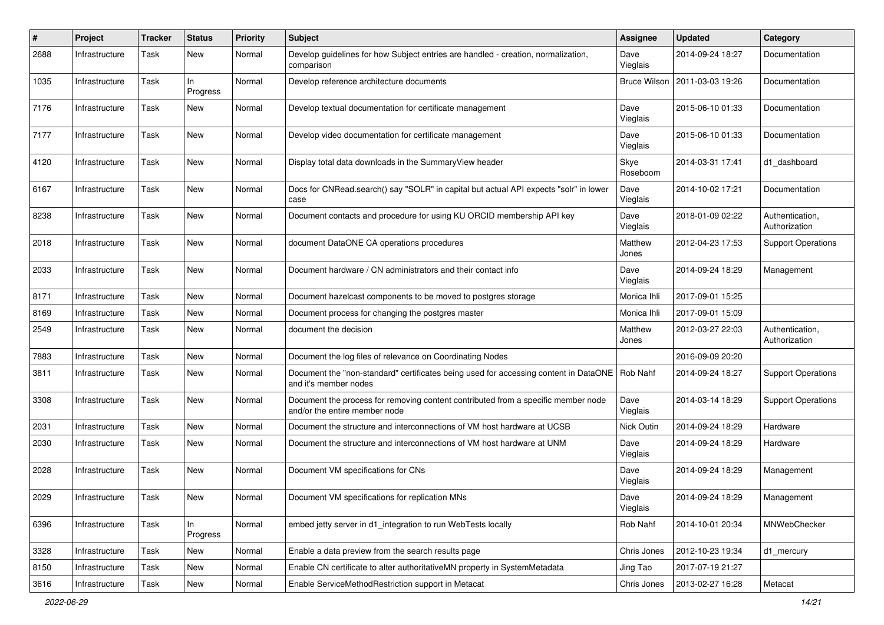| # | Project | Tracker | Status | Priority | Subject | Assignee | Updated | Category |
|---|---|---|---|---|---|---|---|---|
| 2688 | Infrastructure | Task | New | Normal | Develop guidelines for how Subject entries are handled - creation, normalization, comparison | Dave Vieglais | 2014-09-24 18:27 | Documentation |
| 1035 | Infrastructure | Task | In Progress | Normal | Develop reference architecture documents | Bruce Wilson | 2011-03-03 19:26 | Documentation |
| 7176 | Infrastructure | Task | New | Normal | Develop textual documentation for certificate management | Dave Vieglais | 2015-06-10 01:33 | Documentation |
| 7177 | Infrastructure | Task | New | Normal | Develop video documentation for certificate management | Dave Vieglais | 2015-06-10 01:33 | Documentation |
| 4120 | Infrastructure | Task | New | Normal | Display total data downloads in the SummaryView header | Skye Roseboom | 2014-03-31 17:41 | d1_dashboard |
| 6167 | Infrastructure | Task | New | Normal | Docs for CNRead.search() say "SOLR" in capital but actual API expects "solr" in lower case | Dave Vieglais | 2014-10-02 17:21 | Documentation |
| 8238 | Infrastructure | Task | New | Normal | Document contacts and procedure for using KU ORCID membership API key | Dave Vieglais | 2018-01-09 02:22 | Authentication, Authorization |
| 2018 | Infrastructure | Task | New | Normal | document DataONE CA operations procedures | Matthew Jones | 2012-04-23 17:53 | Support Operations |
| 2033 | Infrastructure | Task | New | Normal | Document hardware / CN administrators and their contact info | Dave Vieglais | 2014-09-24 18:29 | Management |
| 8171 | Infrastructure | Task | New | Normal | Document hazelcast components to be moved to postgres storage | Monica Ihli | 2017-09-01 15:25 | |
| 8169 | Infrastructure | Task | New | Normal | Document process for changing the postgres master | Monica Ihli | 2017-09-01 15:09 | |
| 2549 | Infrastructure | Task | New | Normal | document the decision | Matthew Jones | 2012-03-27 22:03 | Authentication, Authorization |
| 7883 | Infrastructure | Task | New | Normal | Document the log files of relevance on Coordinating Nodes | | 2016-09-09 20:20 | |
| 3811 | Infrastructure | Task | New | Normal | Document the "non-standard" certificates being used for accessing content in DataONE and it's member nodes | Rob Nahf | 2014-09-24 18:27 | Support Operations |
| 3308 | Infrastructure | Task | New | Normal | Document the process for removing content contributed from a specific member node and/or the entire member node | Dave Vieglais | 2014-03-14 18:29 | Support Operations |
| 2031 | Infrastructure | Task | New | Normal | Document the structure and interconnections of VM host hardware at UCSB | Nick Outin | 2014-09-24 18:29 | Hardware |
| 2030 | Infrastructure | Task | New | Normal | Document the structure and interconnections of VM host hardware at UNM | Dave Vieglais | 2014-09-24 18:29 | Hardware |
| 2028 | Infrastructure | Task | New | Normal | Document VM specifications for CNs | Dave Vieglais | 2014-09-24 18:29 | Management |
| 2029 | Infrastructure | Task | New | Normal | Document VM specifications for replication MNs | Dave Vieglais | 2014-09-24 18:29 | Management |
| 6396 | Infrastructure | Task | In Progress | Normal | embed jetty server in d1_integration to run WebTests locally | Rob Nahf | 2014-10-01 20:34 | MNWebChecker |
| 3328 | Infrastructure | Task | New | Normal | Enable a data preview from the search results page | Chris Jones | 2012-10-23 19:34 | d1_mercury |
| 8150 | Infrastructure | Task | New | Normal | Enable CN certificate to alter authoritativeMN property in SystemMetadata | Jing Tao | 2017-07-19 21:27 | |
| 3616 | Infrastructure | Task | New | Normal | Enable ServiceMethodRestriction support in Metacat | Chris Jones | 2013-02-27 16:28 | Metacat |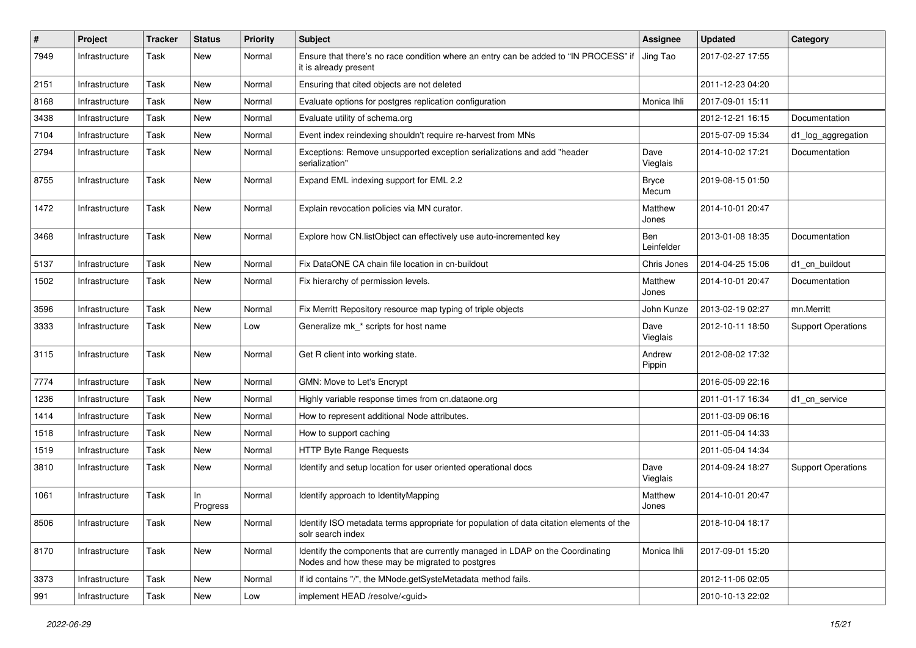| # | Project | Tracker | Status | Priority | Subject | Assignee | Updated | Category |
|---|---|---|---|---|---|---|---|---|
| 7949 | Infrastructure | Task | New | Normal | Ensure that there's no race condition where an entry can be added to "IN PROCESS" if it is already present | Jing Tao | 2017-02-27 17:55 | |
| 2151 | Infrastructure | Task | New | Normal | Ensuring that cited objects are not deleted | | 2011-12-23 04:20 | |
| 8168 | Infrastructure | Task | New | Normal | Evaluate options for postgres replication configuration | Monica Ihli | 2017-09-01 15:11 | |
| 3438 | Infrastructure | Task | New | Normal | Evaluate utility of schema.org | | 2012-12-21 16:15 | Documentation |
| 7104 | Infrastructure | Task | New | Normal | Event index reindexing shouldn't require re-harvest from MNs | | 2015-07-09 15:34 | d1_log_aggregation |
| 2794 | Infrastructure | Task | New | Normal | Exceptions: Remove unsupported exception serializations and add "header serialization" | Dave Vieglais | 2014-10-02 17:21 | Documentation |
| 8755 | Infrastructure | Task | New | Normal | Expand EML indexing support for EML 2.2 | Bryce Mecum | 2019-08-15 01:50 | |
| 1472 | Infrastructure | Task | New | Normal | Explain revocation policies via MN curator. | Matthew Jones | 2014-10-01 20:47 | |
| 3468 | Infrastructure | Task | New | Normal | Explore how CN.listObject can effectively use auto-incremented key | Ben Leinfelder | 2013-01-08 18:35 | Documentation |
| 5137 | Infrastructure | Task | New | Normal | Fix DataONE CA chain file location in cn-buildout | Chris Jones | 2014-04-25 15:06 | d1_cn_buildout |
| 1502 | Infrastructure | Task | New | Normal | Fix hierarchy of permission levels. | Matthew Jones | 2014-10-01 20:47 | Documentation |
| 3596 | Infrastructure | Task | New | Normal | Fix Merritt Repository resource map typing of triple objects | John Kunze | 2013-02-19 02:27 | mn.Merritt |
| 3333 | Infrastructure | Task | New | Low | Generalize mk_* scripts for host name | Dave Vieglais | 2012-10-11 18:50 | Support Operations |
| 3115 | Infrastructure | Task | New | Normal | Get R client into working state. | Andrew Pippin | 2012-08-02 17:32 | |
| 7774 | Infrastructure | Task | New | Normal | GMN: Move to Let's Encrypt | | 2016-05-09 22:16 | |
| 1236 | Infrastructure | Task | New | Normal | Highly variable response times from cn.dataone.org | | 2011-01-17 16:34 | d1_cn_service |
| 1414 | Infrastructure | Task | New | Normal | How to represent additional Node attributes. | | 2011-03-09 06:16 | |
| 1518 | Infrastructure | Task | New | Normal | How to support caching | | 2011-05-04 14:33 | |
| 1519 | Infrastructure | Task | New | Normal | HTTP Byte Range Requests | | 2011-05-04 14:34 | |
| 3810 | Infrastructure | Task | New | Normal | Identify and setup location for user oriented operational docs | Dave Vieglais | 2014-09-24 18:27 | Support Operations |
| 1061 | Infrastructure | Task | In Progress | Normal | Identify approach to IdentityMapping | Matthew Jones | 2014-10-01 20:47 | |
| 8506 | Infrastructure | Task | New | Normal | Identify ISO metadata terms appropriate for population of data citation elements of the solr search index | | 2018-10-04 18:17 | |
| 8170 | Infrastructure | Task | New | Normal | Identify the components that are currently managed in LDAP on the Coordinating Nodes and how these may be migrated to postgres | Monica Ihli | 2017-09-01 15:20 | |
| 3373 | Infrastructure | Task | New | Normal | If id contains "/", the MNode.getSysteMetadata method fails. | | 2012-11-06 02:05 | |
| 991 | Infrastructure | Task | New | Low | implement HEAD /resolve/<guid> | | 2010-10-13 22:02 | |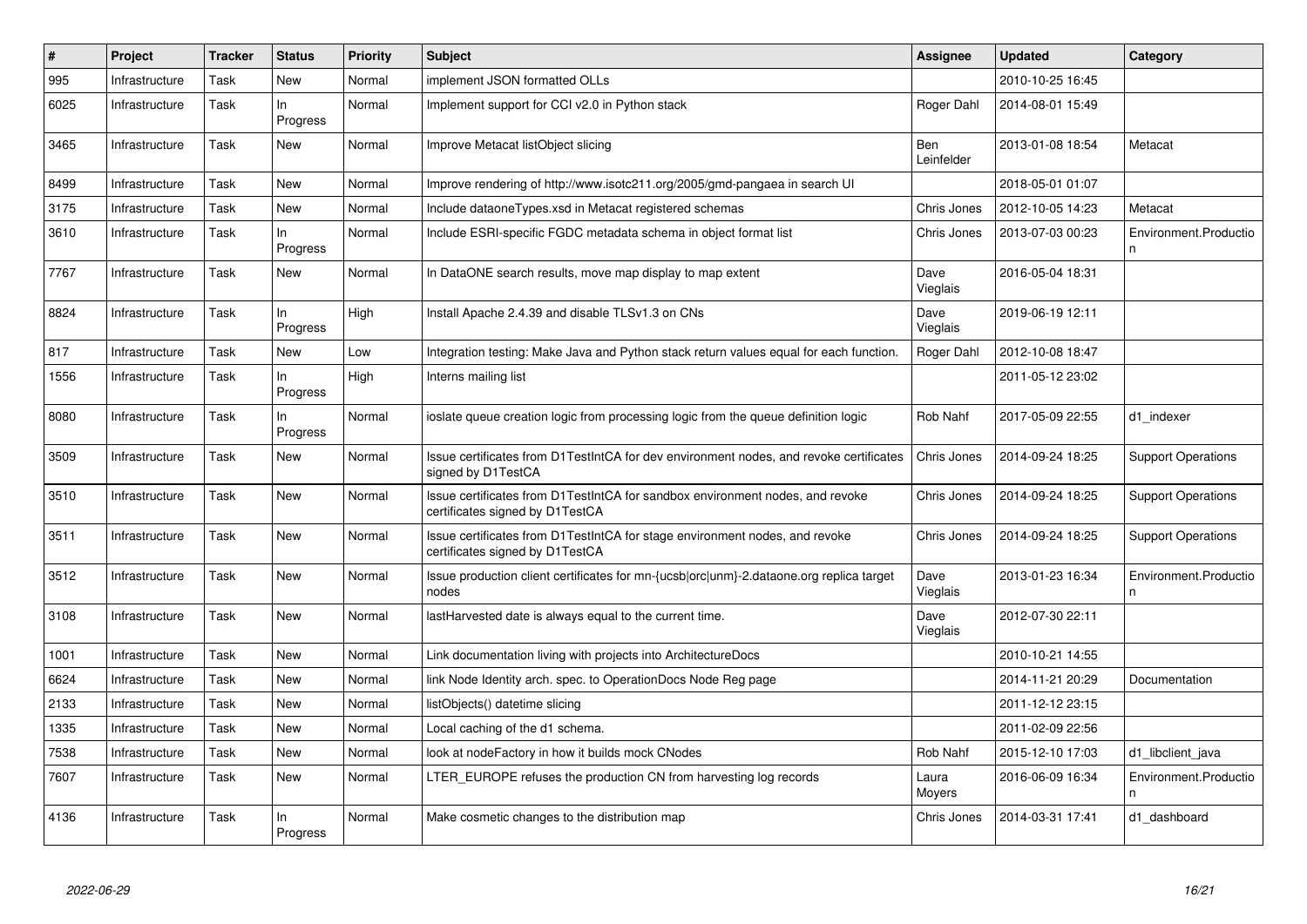| # | Project | Tracker | Status | Priority | Subject | Assignee | Updated | Category |
|---|---|---|---|---|---|---|---|---|
| 995 | Infrastructure | Task | New | Normal | implement JSON formatted OLLs | | 2010-10-25 16:45 | |
| 6025 | Infrastructure | Task | In Progress | Normal | Implement support for CCI v2.0 in Python stack | Roger Dahl | 2014-08-01 15:49 | |
| 3465 | Infrastructure | Task | New | Normal | Improve Metacat listObject slicing | Ben Leinfelder | 2013-01-08 18:54 | Metacat |
| 8499 | Infrastructure | Task | New | Normal | Improve rendering of http://www.isotc211.org/2005/gmd-pangaea in search UI | | 2018-05-01 01:07 | |
| 3175 | Infrastructure | Task | New | Normal | Include dataoneTypes.xsd in Metacat registered schemas | Chris Jones | 2012-10-05 14:23 | Metacat |
| 3610 | Infrastructure | Task | In Progress | Normal | Include ESRI-specific FGDC metadata schema in object format list | Chris Jones | 2013-07-03 00:23 | Environment.Production |
| 7767 | Infrastructure | Task | New | Normal | In DataONE search results, move map display to map extent | Dave Vieglais | 2016-05-04 18:31 | |
| 8824 | Infrastructure | Task | In Progress | High | Install Apache 2.4.39 and disable TLSv1.3 on CNs | Dave Vieglais | 2019-06-19 12:11 | |
| 817 | Infrastructure | Task | New | Low | Integration testing: Make Java and Python stack return values equal for each function. | Roger Dahl | 2012-10-08 18:47 | |
| 1556 | Infrastructure | Task | In Progress | High | Interns mailing list | | 2011-05-12 23:02 | |
| 8080 | Infrastructure | Task | In Progress | Normal | ioslate queue creation logic from processing logic from the queue definition logic | Rob Nahf | 2017-05-09 22:55 | d1_indexer |
| 3509 | Infrastructure | Task | New | Normal | Issue certificates from D1TestIntCA for dev environment nodes, and revoke certificates signed by D1TestCA | Chris Jones | 2014-09-24 18:25 | Support Operations |
| 3510 | Infrastructure | Task | New | Normal | Issue certificates from D1TestIntCA for sandbox environment nodes, and revoke certificates signed by D1TestCA | Chris Jones | 2014-09-24 18:25 | Support Operations |
| 3511 | Infrastructure | Task | New | Normal | Issue certificates from D1TestIntCA for stage environment nodes, and revoke certificates signed by D1TestCA | Chris Jones | 2014-09-24 18:25 | Support Operations |
| 3512 | Infrastructure | Task | New | Normal | Issue production client certificates for mn-{ucsb\|orc\|unm}-2.dataone.org replica target nodes | Dave Vieglais | 2013-01-23 16:34 | Environment.Production |
| 3108 | Infrastructure | Task | New | Normal | lastHarvested date is always equal to the current time. | Dave Vieglais | 2012-07-30 22:11 | |
| 1001 | Infrastructure | Task | New | Normal | Link documentation living with projects into ArchitectureDocs | | 2010-10-21 14:55 | |
| 6624 | Infrastructure | Task | New | Normal | link Node Identity arch. spec. to OperationDocs Node Reg page | | 2014-11-21 20:29 | Documentation |
| 2133 | Infrastructure | Task | New | Normal | listObjects() datetime slicing | | 2011-12-12 23:15 | |
| 1335 | Infrastructure | Task | New | Normal | Local caching of the d1 schema. | | 2011-02-09 22:56 | |
| 7538 | Infrastructure | Task | New | Normal | look at nodeFactory in how it builds mock CNodes | Rob Nahf | 2015-12-10 17:03 | d1_libclient_java |
| 7607 | Infrastructure | Task | New | Normal | LTER_EUROPE refuses the production CN from harvesting log records | Laura Moyers | 2016-06-09 16:34 | Environment.Production |
| 4136 | Infrastructure | Task | In Progress | Normal | Make cosmetic changes to the distribution map | Chris Jones | 2014-03-31 17:41 | d1_dashboard |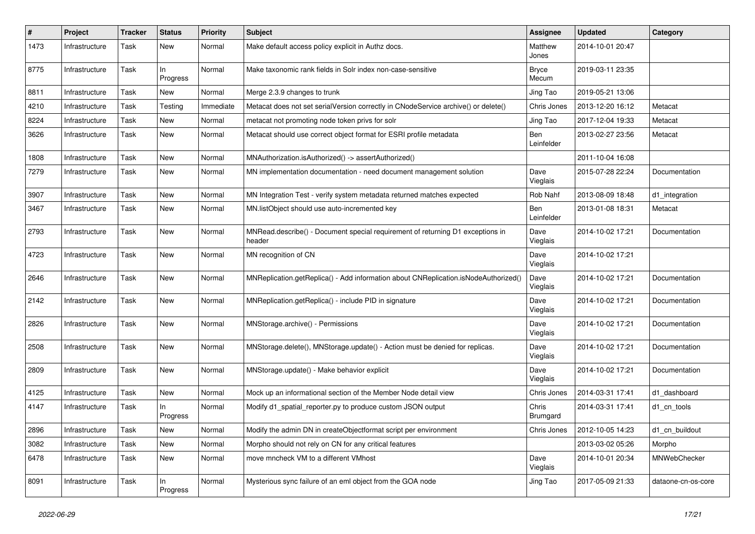| # | Project | Tracker | Status | Priority | Subject | Assignee | Updated | Category |
|---|---|---|---|---|---|---|---|---|
| 1473 | Infrastructure | Task | New | Normal | Make default access policy explicit in Authz docs. | Matthew Jones | 2014-10-01 20:47 | |
| 8775 | Infrastructure | Task | In Progress | Normal | Make taxonomic rank fields in Solr index non-case-sensitive | Bryce Mecum | 2019-03-11 23:35 | |
| 8811 | Infrastructure | Task | New | Normal | Merge 2.3.9 changes to trunk | Jing Tao | 2019-05-21 13:06 | |
| 4210 | Infrastructure | Task | Testing | Immediate | Metacat does not set serialVersion correctly in CNodeService archive() or delete() | Chris Jones | 2013-12-20 16:12 | Metacat |
| 8224 | Infrastructure | Task | New | Normal | metacat not promoting node token privs for solr | Jing Tao | 2017-12-04 19:33 | Metacat |
| 3626 | Infrastructure | Task | New | Normal | Metacat should use correct object format for ESRI profile metadata | Ben Leinfelder | 2013-02-27 23:56 | Metacat |
| 1808 | Infrastructure | Task | New | Normal | MNAuthorization.isAuthorized() -> assertAuthorized() | | 2011-10-04 16:08 | |
| 7279 | Infrastructure | Task | New | Normal | MN implementation documentation - need document management solution | Dave Vieglais | 2015-07-28 22:24 | Documentation |
| 3907 | Infrastructure | Task | New | Normal | MN Integration Test - verify system metadata returned matches expected | Rob Nahf | 2013-08-09 18:48 | d1_integration |
| 3467 | Infrastructure | Task | New | Normal | MN.listObject should use auto-incremented key | Ben Leinfelder | 2013-01-08 18:31 | Metacat |
| 2793 | Infrastructure | Task | New | Normal | MNRead.describe() - Document special requirement of returning D1 exceptions in header | Dave Vieglais | 2014-10-02 17:21 | Documentation |
| 4723 | Infrastructure | Task | New | Normal | MN recognition of CN | Dave Vieglais | 2014-10-02 17:21 | |
| 2646 | Infrastructure | Task | New | Normal | MNReplication.getReplica() - Add information about CNReplication.isNodeAuthorized() | Dave Vieglais | 2014-10-02 17:21 | Documentation |
| 2142 | Infrastructure | Task | New | Normal | MNReplication.getReplica() - include PID in signature | Dave Vieglais | 2014-10-02 17:21 | Documentation |
| 2826 | Infrastructure | Task | New | Normal | MNStorage.archive() - Permissions | Dave Vieglais | 2014-10-02 17:21 | Documentation |
| 2508 | Infrastructure | Task | New | Normal | MNStorage.delete(), MNStorage.update() - Action must be denied for replicas. | Dave Vieglais | 2014-10-02 17:21 | Documentation |
| 2809 | Infrastructure | Task | New | Normal | MNStorage.update() - Make behavior explicit | Dave Vieglais | 2014-10-02 17:21 | Documentation |
| 4125 | Infrastructure | Task | New | Normal | Mock up an informational section of the Member Node detail view | Chris Jones | 2014-03-31 17:41 | d1_dashboard |
| 4147 | Infrastructure | Task | In Progress | Normal | Modify d1_spatial_reporter.py to produce custom JSON output | Chris Brumgard | 2014-03-31 17:41 | d1_cn_tools |
| 2896 | Infrastructure | Task | New | Normal | Modify the admin DN in createObjectformat script per environment | Chris Jones | 2012-10-05 14:23 | d1_cn_buildout |
| 3082 | Infrastructure | Task | New | Normal | Morpho should not rely on CN for any critical features | | 2013-03-02 05:26 | Morpho |
| 6478 | Infrastructure | Task | New | Normal | move mncheck VM to a different VMhost | Dave Vieglais | 2014-10-01 20:34 | MNWebChecker |
| 8091 | Infrastructure | Task | In Progress | Normal | Mysterious sync failure of an eml object from the GOA node | Jing Tao | 2017-05-09 21:33 | dataone-cn-os-core |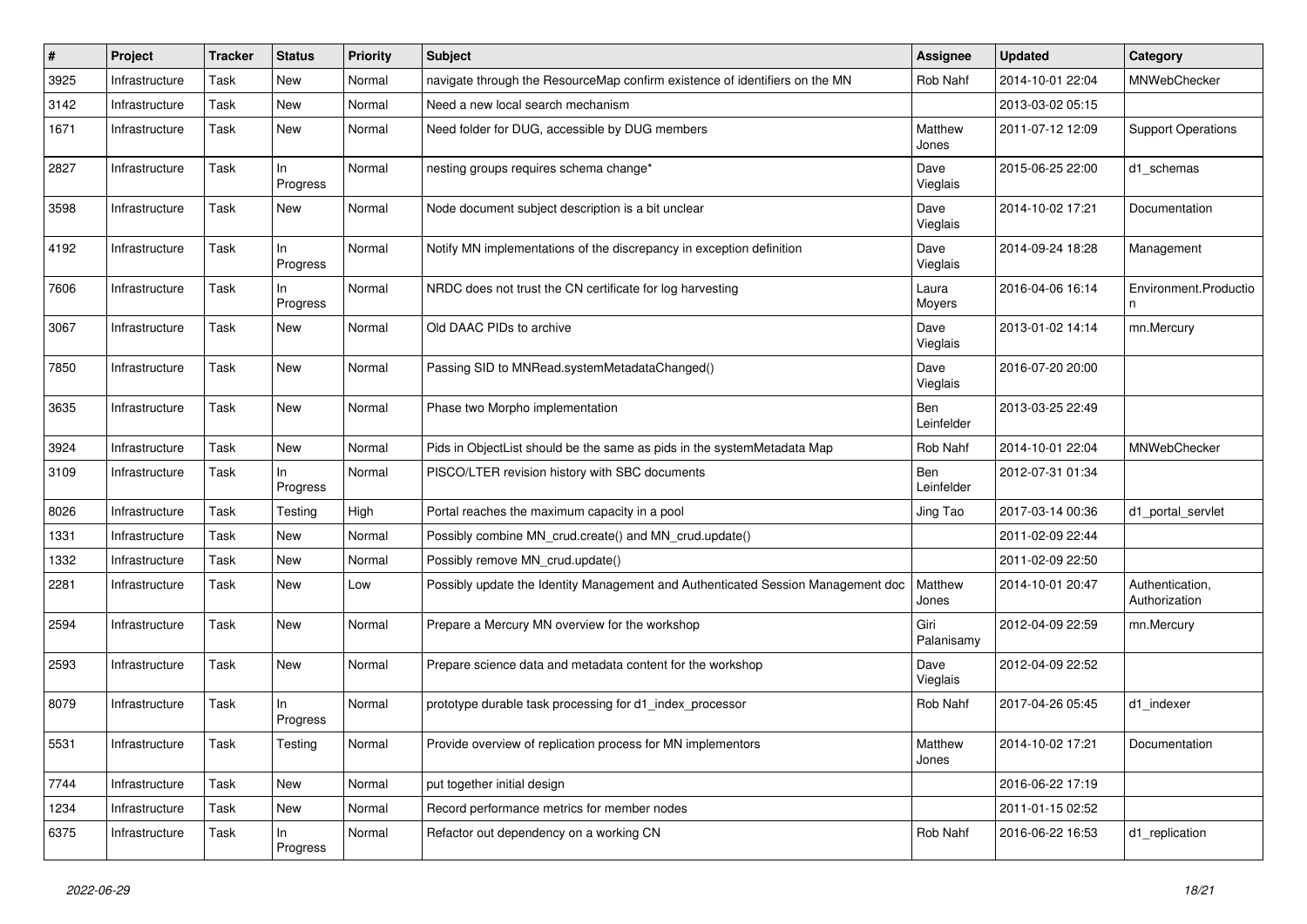| # | Project | Tracker | Status | Priority | Subject | Assignee | Updated | Category |
|---|---|---|---|---|---|---|---|---|
| 3925 | Infrastructure | Task | New | Normal | navigate through the ResourceMap confirm existence of identifiers on the MN | Rob Nahf | 2014-10-01 22:04 | MNWebChecker |
| 3142 | Infrastructure | Task | New | Normal | Need a new local search mechanism | | 2013-03-02 05:15 | |
| 1671 | Infrastructure | Task | New | Normal | Need folder for DUG, accessible by DUG members | Matthew Jones | 2011-07-12 12:09 | Support Operations |
| 2827 | Infrastructure | Task | In Progress | Normal | nesting groups requires schema change* | Dave Vieglais | 2015-06-25 22:00 | d1_schemas |
| 3598 | Infrastructure | Task | New | Normal | Node document subject description is a bit unclear | Dave Vieglais | 2014-10-02 17:21 | Documentation |
| 4192 | Infrastructure | Task | In Progress | Normal | Notify MN implementations of the discrepancy in exception definition | Dave Vieglais | 2014-09-24 18:28 | Management |
| 7606 | Infrastructure | Task | In Progress | Normal | NRDC does not trust the CN certificate for log harvesting | Laura Moyers | 2016-04-06 16:14 | Environment.Production |
| 3067 | Infrastructure | Task | New | Normal | Old DAAC PIDs to archive | Dave Vieglais | 2013-01-02 14:14 | mn.Mercury |
| 7850 | Infrastructure | Task | New | Normal | Passing SID to MNRead.systemMetadataChanged() | Dave Vieglais | 2016-07-20 20:00 | |
| 3635 | Infrastructure | Task | New | Normal | Phase two Morpho implementation | Ben Leinfelder | 2013-03-25 22:49 | |
| 3924 | Infrastructure | Task | New | Normal | Pids in ObjectList should be the same as pids in the systemMetadata Map | Rob Nahf | 2014-10-01 22:04 | MNWebChecker |
| 3109 | Infrastructure | Task | In Progress | Normal | PISCO/LTER revision history with SBC documents | Ben Leinfelder | 2012-07-31 01:34 | |
| 8026 | Infrastructure | Task | Testing | High | Portal reaches the maximum capacity in a pool | Jing Tao | 2017-03-14 00:36 | d1_portal_servlet |
| 1331 | Infrastructure | Task | New | Normal | Possibly combine MN_crud.create() and MN_crud.update() | | 2011-02-09 22:44 | |
| 1332 | Infrastructure | Task | New | Normal | Possibly remove MN_crud.update() | | 2011-02-09 22:50 | |
| 2281 | Infrastructure | Task | New | Low | Possibly update the Identity Management and Authenticated Session Management doc | Matthew Jones | 2014-10-01 20:47 | Authentication, Authorization |
| 2594 | Infrastructure | Task | New | Normal | Prepare a Mercury MN overview for the workshop | Giri Palanisamy | 2012-04-09 22:59 | mn.Mercury |
| 2593 | Infrastructure | Task | New | Normal | Prepare science data and metadata content for the workshop | Dave Vieglais | 2012-04-09 22:52 | |
| 8079 | Infrastructure | Task | In Progress | Normal | prototype durable task processing for d1_index_processor | Rob Nahf | 2017-04-26 05:45 | d1_indexer |
| 5531 | Infrastructure | Task | Testing | Normal | Provide overview of replication process for MN implementors | Matthew Jones | 2014-10-02 17:21 | Documentation |
| 7744 | Infrastructure | Task | New | Normal | put together initial design | | 2016-06-22 17:19 | |
| 1234 | Infrastructure | Task | New | Normal | Record performance metrics for member nodes | | 2011-01-15 02:52 | |
| 6375 | Infrastructure | Task | In Progress | Normal | Refactor out dependency on a working CN | Rob Nahf | 2016-06-22 16:53 | d1_replication |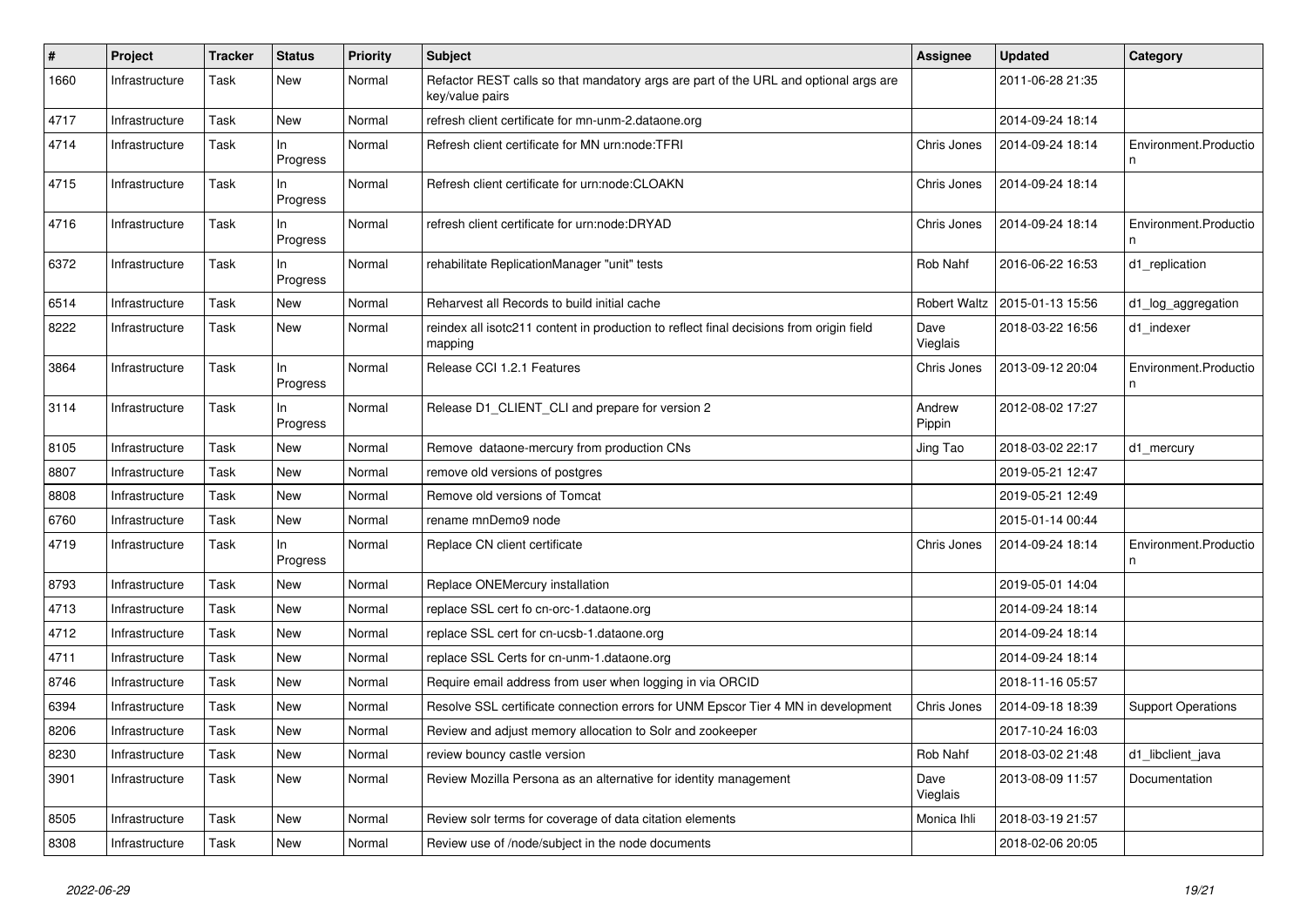| # | Project | Tracker | Status | Priority | Subject | Assignee | Updated | Category |
|---|---|---|---|---|---|---|---|---|
| 1660 | Infrastructure | Task | New | Normal | Refactor REST calls so that mandatory args are part of the URL and optional args are key/value pairs | | 2011-06-28 21:35 | |
| 4717 | Infrastructure | Task | New | Normal | refresh client certificate for mn-unm-2.dataone.org | | 2014-09-24 18:14 | |
| 4714 | Infrastructure | Task | In Progress | Normal | Refresh client certificate for MN urn:node:TFRI | Chris Jones | 2014-09-24 18:14 | Environment.Production |
| 4715 | Infrastructure | Task | In Progress | Normal | Refresh client certificate for urn:node:CLOAKN | Chris Jones | 2014-09-24 18:14 | |
| 4716 | Infrastructure | Task | In Progress | Normal | refresh client certificate for urn:node:DRYAD | Chris Jones | 2014-09-24 18:14 | Environment.Production |
| 6372 | Infrastructure | Task | In Progress | Normal | rehabilitate ReplicationManager "unit" tests | Rob Nahf | 2016-06-22 16:53 | d1_replication |
| 6514 | Infrastructure | Task | New | Normal | Reharvest all Records to build initial cache | Robert Waltz | 2015-01-13 15:56 | d1_log_aggregation |
| 8222 | Infrastructure | Task | New | Normal | reindex all isotc211 content in production to reflect final decisions from origin field mapping | Dave Vieglais | 2018-03-22 16:56 | d1_indexer |
| 3864 | Infrastructure | Task | In Progress | Normal | Release CCI 1.2.1 Features | Chris Jones | 2013-09-12 20:04 | Environment.Production |
| 3114 | Infrastructure | Task | In Progress | Normal | Release D1_CLIENT_CLI and prepare for version 2 | Andrew Pippin | 2012-08-02 17:27 | |
| 8105 | Infrastructure | Task | New | Normal | Remove dataone-mercury from production CNs | Jing Tao | 2018-03-02 22:17 | d1_mercury |
| 8807 | Infrastructure | Task | New | Normal | remove old versions of postgres | | 2019-05-21 12:47 | |
| 8808 | Infrastructure | Task | New | Normal | Remove old versions of Tomcat | | 2019-05-21 12:49 | |
| 6760 | Infrastructure | Task | New | Normal | rename mnDemo9 node | | 2015-01-14 00:44 | |
| 4719 | Infrastructure | Task | In Progress | Normal | Replace CN client certificate | Chris Jones | 2014-09-24 18:14 | Environment.Production |
| 8793 | Infrastructure | Task | New | Normal | Replace ONEMercury installation | | 2019-05-01 14:04 | |
| 4713 | Infrastructure | Task | New | Normal | replace SSL cert fo cn-orc-1.dataone.org | | 2014-09-24 18:14 | |
| 4712 | Infrastructure | Task | New | Normal | replace SSL cert for cn-ucsb-1.dataone.org | | 2014-09-24 18:14 | |
| 4711 | Infrastructure | Task | New | Normal | replace SSL Certs for cn-unm-1.dataone.org | | 2014-09-24 18:14 | |
| 8746 | Infrastructure | Task | New | Normal | Require email address from user when logging in via ORCID | | 2018-11-16 05:57 | |
| 6394 | Infrastructure | Task | New | Normal | Resolve SSL certificate connection errors for UNM Epscor Tier 4 MN in development | Chris Jones | 2014-09-18 18:39 | Support Operations |
| 8206 | Infrastructure | Task | New | Normal | Review and adjust memory allocation to Solr and zookeeper | | 2017-10-24 16:03 | |
| 8230 | Infrastructure | Task | New | Normal | review bouncy castle version | Rob Nahf | 2018-03-02 21:48 | d1_libclient_java |
| 3901 | Infrastructure | Task | New | Normal | Review Mozilla Persona as an alternative for identity management | Dave Vieglais | 2013-08-09 11:57 | Documentation |
| 8505 | Infrastructure | Task | New | Normal | Review solr terms for coverage of data citation elements | Monica Ihli | 2018-03-19 21:57 | |
| 8308 | Infrastructure | Task | New | Normal | Review use of /node/subject in the node documents | | 2018-02-06 20:05 | |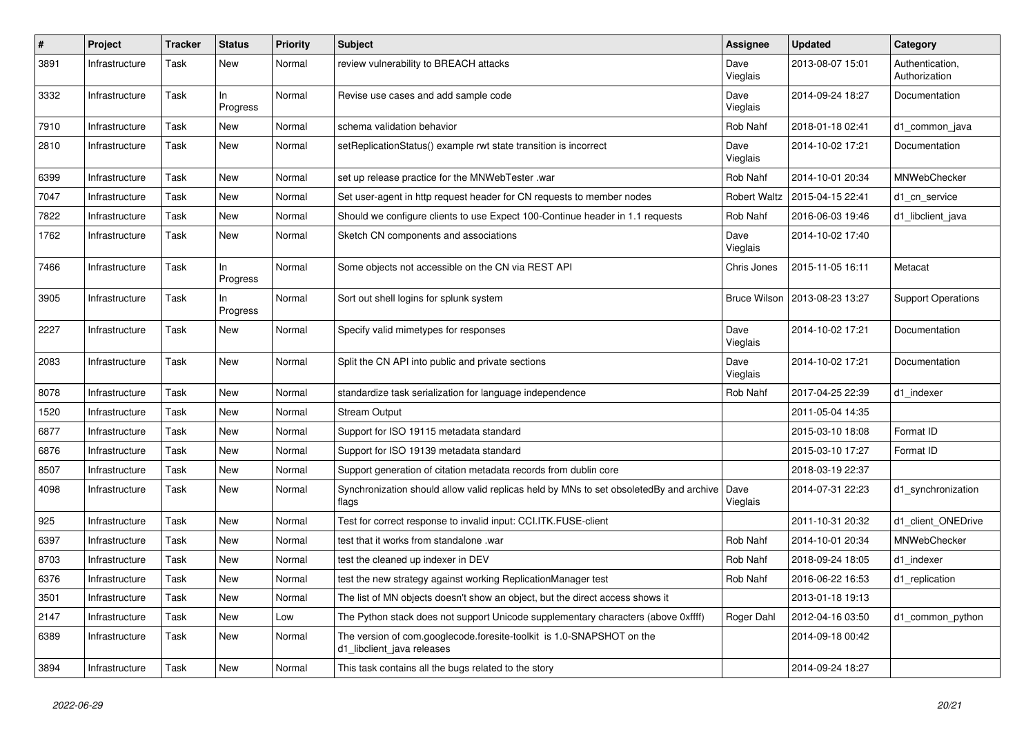| # | Project | Tracker | Status | Priority | Subject | Assignee | Updated | Category |
|---|---|---|---|---|---|---|---|---|
| 3891 | Infrastructure | Task | New | Normal | review vulnerability to BREACH attacks | Dave Vieglais | 2013-08-07 15:01 | Authentication, Authorization |
| 3332 | Infrastructure | Task | In Progress | Normal | Revise use cases and add sample code | Dave Vieglais | 2014-09-24 18:27 | Documentation |
| 7910 | Infrastructure | Task | New | Normal | schema validation behavior | Rob Nahf | 2018-01-18 02:41 | d1_common_java |
| 2810 | Infrastructure | Task | New | Normal | setReplicationStatus() example rwt state transition is incorrect | Dave Vieglais | 2014-10-02 17:21 | Documentation |
| 6399 | Infrastructure | Task | New | Normal | set up release practice for the MNWebTester .war | Rob Nahf | 2014-10-01 20:34 | MNWebChecker |
| 7047 | Infrastructure | Task | New | Normal | Set user-agent in http request header for CN requests to member nodes | Robert Waltz | 2015-04-15 22:41 | d1_cn_service |
| 7822 | Infrastructure | Task | New | Normal | Should we configure clients to use Expect 100-Continue header in 1.1 requests | Rob Nahf | 2016-06-03 19:46 | d1_libclient_java |
| 1762 | Infrastructure | Task | New | Normal | Sketch CN components and associations | Dave Vieglais | 2014-10-02 17:40 | |
| 7466 | Infrastructure | Task | In Progress | Normal | Some objects not accessible on the CN via REST API | Chris Jones | 2015-11-05 16:11 | Metacat |
| 3905 | Infrastructure | Task | In Progress | Normal | Sort out shell logins for splunk system | Bruce Wilson | 2013-08-23 13:27 | Support Operations |
| 2227 | Infrastructure | Task | New | Normal | Specify valid mimetypes for responses | Dave Vieglais | 2014-10-02 17:21 | Documentation |
| 2083 | Infrastructure | Task | New | Normal | Split the CN API into public and private sections | Dave Vieglais | 2014-10-02 17:21 | Documentation |
| 8078 | Infrastructure | Task | New | Normal | standardize task serialization for language independence | Rob Nahf | 2017-04-25 22:39 | d1_indexer |
| 1520 | Infrastructure | Task | New | Normal | Stream Output | | 2011-05-04 14:35 | |
| 6877 | Infrastructure | Task | New | Normal | Support for ISO 19115 metadata standard | | 2015-03-10 18:08 | Format ID |
| 6876 | Infrastructure | Task | New | Normal | Support for ISO 19139 metadata standard | | 2015-03-10 17:27 | Format ID |
| 8507 | Infrastructure | Task | New | Normal | Support generation of citation metadata records from dublin core | | 2018-03-19 22:37 | |
| 4098 | Infrastructure | Task | New | Normal | Synchronization should allow valid replicas held by MNs to set obsoletedBy and archive flags | Dave Vieglais | 2014-07-31 22:23 | d1_synchronization |
| 925 | Infrastructure | Task | New | Normal | Test for correct response to invalid input: CCI.ITK.FUSE-client | | 2011-10-31 20:32 | d1_client_ONEDrive |
| 6397 | Infrastructure | Task | New | Normal | test that it works from standalone .war | Rob Nahf | 2014-10-01 20:34 | MNWebChecker |
| 8703 | Infrastructure | Task | New | Normal | test the cleaned up indexer in DEV | Rob Nahf | 2018-09-24 18:05 | d1_indexer |
| 6376 | Infrastructure | Task | New | Normal | test the new strategy against working ReplicationManager test | Rob Nahf | 2016-06-22 16:53 | d1_replication |
| 3501 | Infrastructure | Task | New | Normal | The list of MN objects doesn't show an object, but the direct access shows it | | 2013-01-18 19:13 | |
| 2147 | Infrastructure | Task | New | Low | The Python stack does not support Unicode supplementary characters (above 0xffff) | Roger Dahl | 2012-04-16 03:50 | d1_common_python |
| 6389 | Infrastructure | Task | New | Normal | The version of com.googlecode.foresite-toolkit is 1.0-SNAPSHOT on the d1_libclient_java releases | | 2014-09-18 00:42 | |
| 3894 | Infrastructure | Task | New | Normal | This task contains all the bugs related to the story | | 2014-09-24 18:27 | |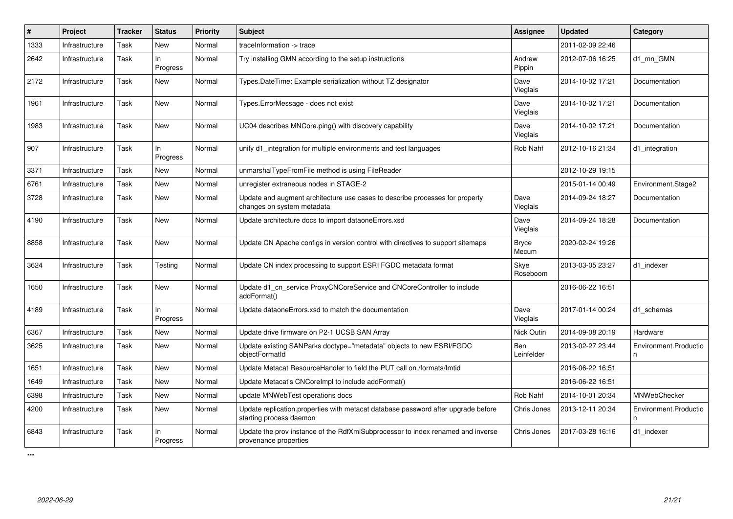| # | Project | Tracker | Status | Priority | Subject | Assignee | Updated | Category |
|---|---|---|---|---|---|---|---|---|
| 1333 | Infrastructure | Task | New | Normal | traceInformation -> trace | | 2011-02-09 22:46 | |
| 2642 | Infrastructure | Task | In Progress | Normal | Try installing GMN according to the setup instructions | Andrew Pippin | 2012-07-06 16:25 | d1_mn_GMN |
| 2172 | Infrastructure | Task | New | Normal | Types.DateTime: Example serialization without TZ designator | Dave Vieglais | 2014-10-02 17:21 | Documentation |
| 1961 | Infrastructure | Task | New | Normal | Types.ErrorMessage - does not exist | Dave Vieglais | 2014-10-02 17:21 | Documentation |
| 1983 | Infrastructure | Task | New | Normal | UC04 describes MNCore.ping() with discovery capability | Dave Vieglais | 2014-10-02 17:21 | Documentation |
| 907 | Infrastructure | Task | In Progress | Normal | unify d1_integration for multiple environments and test languages | Rob Nahf | 2012-10-16 21:34 | d1_integration |
| 3371 | Infrastructure | Task | New | Normal | unmarshalTypeFromFile method is using FileReader | | 2012-10-29 19:15 | |
| 6761 | Infrastructure | Task | New | Normal | unregister extraneous nodes in STAGE-2 | | 2015-01-14 00:49 | Environment.Stage2 |
| 3728 | Infrastructure | Task | New | Normal | Update and augment architecture use cases to describe processes for property changes on system metadata | Dave Vieglais | 2014-09-24 18:27 | Documentation |
| 4190 | Infrastructure | Task | New | Normal | Update architecture docs to import dataoneErrors.xsd | Dave Vieglais | 2014-09-24 18:28 | Documentation |
| 8858 | Infrastructure | Task | New | Normal | Update CN Apache configs in version control with directives to support sitemaps | Bryce Mecum | 2020-02-24 19:26 | |
| 3624 | Infrastructure | Task | Testing | Normal | Update CN index processing to support ESRI FGDC metadata format | Skye Roseboom | 2013-03-05 23:27 | d1_indexer |
| 1650 | Infrastructure | Task | New | Normal | Update d1_cn_service ProxyCNCoreService and CNCoreController to include addFormat() | | 2016-06-22 16:51 | |
| 4189 | Infrastructure | Task | In Progress | Normal | Update dataoneErrors.xsd to match the documentation | Dave Vieglais | 2017-01-14 00:24 | d1_schemas |
| 6367 | Infrastructure | Task | New | Normal | Update drive firmware on P2-1 UCSB SAN Array | Nick Outin | 2014-09-08 20:19 | Hardware |
| 3625 | Infrastructure | Task | New | Normal | Update existing SANParks doctype="metadata" objects to new ESRI/FGDC objectFormatId | Ben Leinfelder | 2013-02-27 23:44 | Environment.Production |
| 1651 | Infrastructure | Task | New | Normal | Update Metacat ResourceHandler to field the PUT call on /formats/fmtid | | 2016-06-22 16:51 | |
| 1649 | Infrastructure | Task | New | Normal | Update Metacat's CNCoreImpl to include addFormat() | | 2016-06-22 16:51 | |
| 6398 | Infrastructure | Task | New | Normal | update MNWebTest operations docs | Rob Nahf | 2014-10-01 20:34 | MNWebChecker |
| 4200 | Infrastructure | Task | New | Normal | Update replication.properties with metacat database password after upgrade before starting process daemon | Chris Jones | 2013-12-11 20:34 | Environment.Production |
| 6843 | Infrastructure | Task | In Progress | Normal | Update the prov instance of the RdfXmlSubprocessor to index renamed and inverse provenance properties | Chris Jones | 2017-03-28 16:16 | d1_indexer |

...